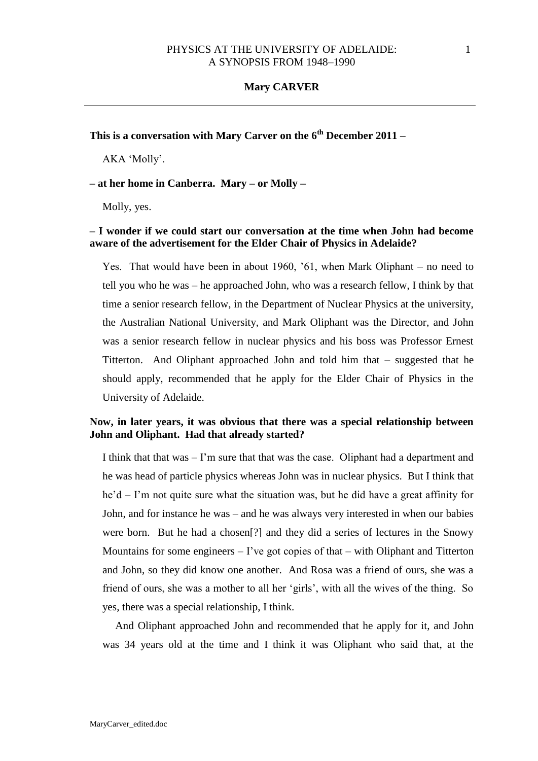# PHYSICS AT THE UNIVERSITY OF ADELAIDE: A SYNOPSIS FROM 1948–1990

## Mary CARVER

---

**This is a conversation with Mary Carver on the 6th December 2011 –**

AKA 'Molly'.

**– at her home in Canberra. Mary – or Molly –**

Molly, yes.

**– I wonder if we could start our conversation at the time when John had become aware of the advertisement for the Elder Chair of Physics in Adelaide?**

Yes. That would have been in about 1960, '61, when Mark Oliphant – no need to tell you who he was – he approached John, who was a research fellow, I think by that time a senior research fellow, in the Department of Nuclear Physics at the university, the Australian National University, and Mark Oliphant was the Director, and John was a senior research fellow in nuclear physics and his boss was Professor Ernest Titterton. And Oliphant approached John and told him that – suggested that he should apply, recommended that he apply for the Elder Chair of Physics in the University of Adelaide.

**Now, in later years, it was obvious that there was a special relationship between John and Oliphant. Had that already started?**

I think that that was – I'm sure that that was the case. Oliphant had a department and he was head of particle physics whereas John was in nuclear physics. But I think that he'd – I'm not quite sure what the situation was, but he did have a great affinity for John, and for instance he was – and he was always very interested in when our babies were born. But he had a chosen[?] and they did a series of lectures in the Snowy Mountains for some engineers – I've got copies of that – with Oliphant and Titterton and John, so they did know one another. And Rosa was a friend of ours, she was a friend of ours, she was a mother to all her 'girls', with all the wives of the thing. So yes, there was a special relationship, I think.

And Oliphant approached John and recommended that he apply for it, and John was 34 years old at the time and I think it was Oliphant who said that, at the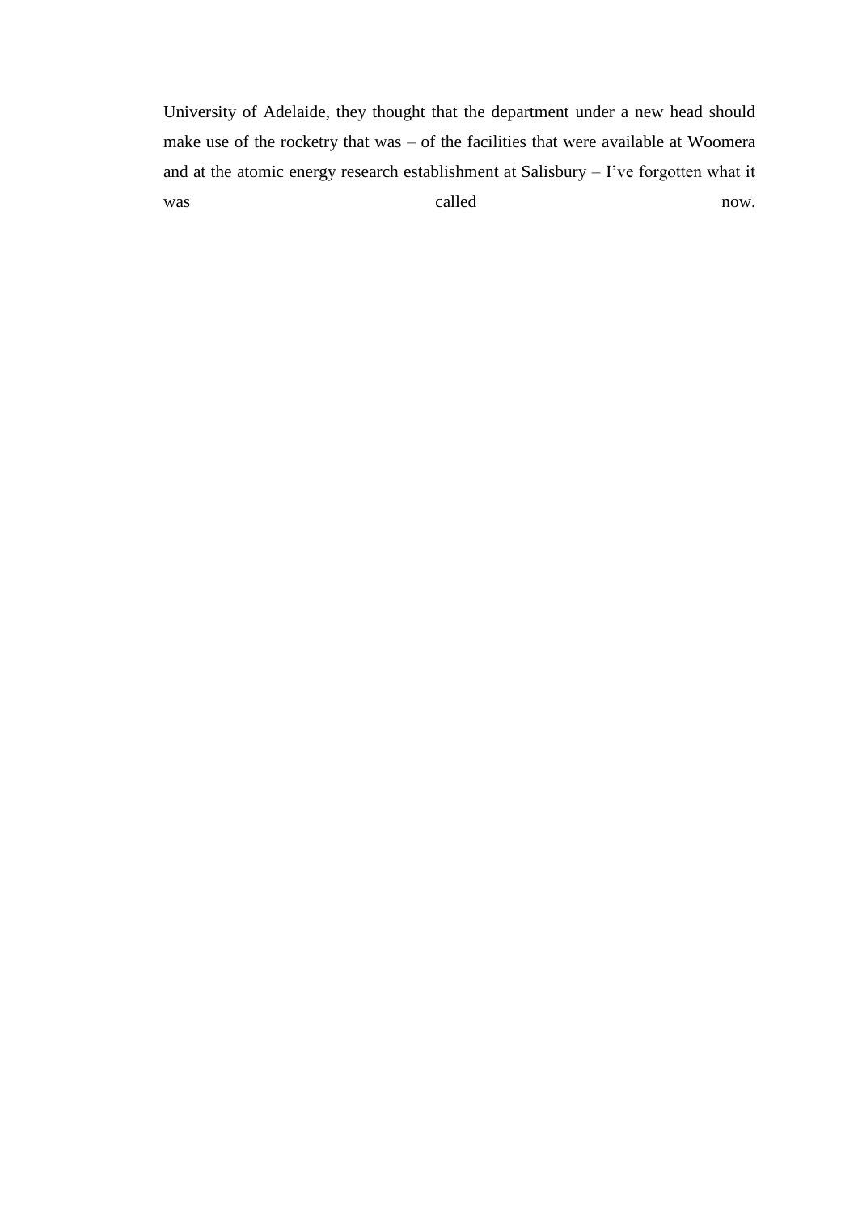University of Adelaide, they thought that the department under a new head should make use of the rocketry that was – of the facilities that were available at Woomera and at the atomic energy research establishment at Salisbury – I've forgotten what it was called now.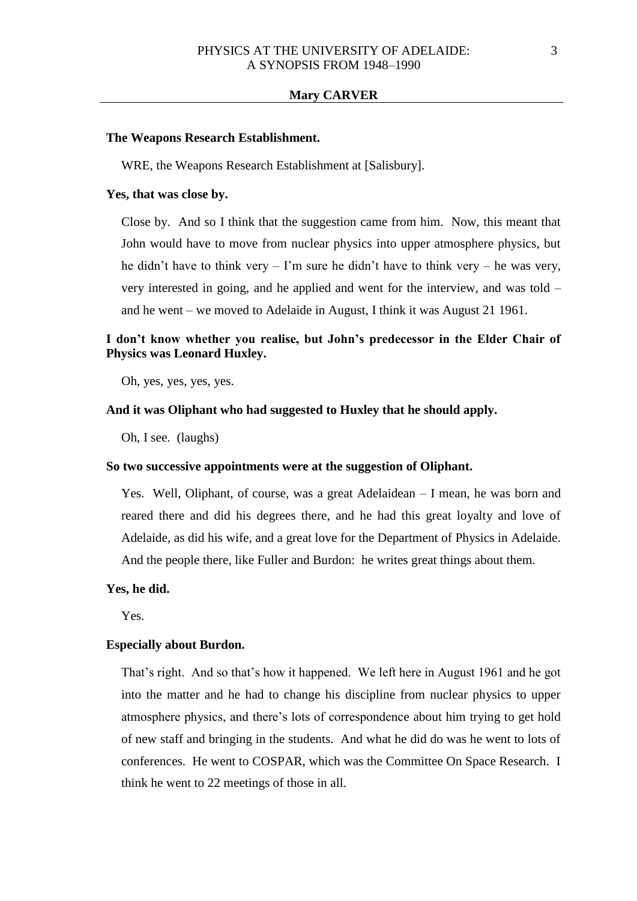**The Weapons Research Establishment.**

WRE, the Weapons Research Establishment at [Salisbury].

**Yes, that was close by.**

Close by. And so I think that the suggestion came from him. Now, this meant that John would have to move from nuclear physics into upper atmosphere physics, but he didn't have to think very – I'm sure he didn't have to think very – he was very, very interested in going, and he applied and went for the interview, and was told – and he went – we moved to Adelaide in August, I think it was August 21 1961.

**I don't know whether you realise, but John's predecessor in the Elder Chair of Physics was Leonard Huxley.**

Oh, yes, yes, yes, yes.

**And it was Oliphant who had suggested to Huxley that he should apply.**

Oh, I see. (laughs)

**So two successive appointments were at the suggestion of Oliphant.**

Yes. Well, Oliphant, of course, was a great Adelaidean – I mean, he was born and reared there and did his degrees there, and he had this great loyalty and love of Adelaide, as did his wife, and a great love for the Department of Physics in Adelaide. And the people there, like Fuller and Burdon: he writes great things about them.

**Yes, he did.**

Yes.

**Especially about Burdon.**

That's right. And so that's how it happened. We left here in August 1961 and he got into the matter and he had to change his discipline from nuclear physics to upper atmosphere physics, and there's lots of correspondence about him trying to get hold of new staff and bringing in the students. And what he did do was he went to lots of conferences. He went to COSPAR, which was the Committee On Space Research. I think he went to 22 meetings of those in all.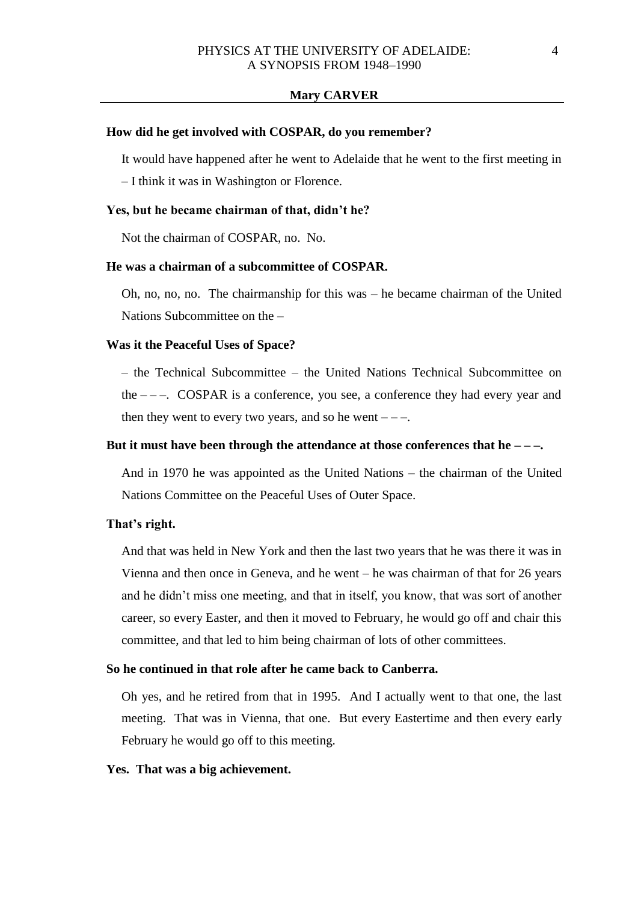**How did he get involved with COSPAR, do you remember?**

It would have happened after he went to Adelaide that he went to the first meeting in – I think it was in Washington or Florence.

**Yes, but he became chairman of that, didn't he?**

Not the chairman of COSPAR, no. No.

**He was a chairman of a subcommittee of COSPAR.**

Oh, no, no, no. The chairmanship for this was – he became chairman of the United Nations Subcommittee on the –

**Was it the Peaceful Uses of Space?**

– the Technical Subcommittee – the United Nations Technical Subcommittee on the – – –. COSPAR is a conference, you see, a conference they had every year and then they went to every two years, and so he went – – –.

**But it must have been through the attendance at those conferences that he – – –.**

And in 1970 he was appointed as the United Nations – the chairman of the United Nations Committee on the Peaceful Uses of Outer Space.

**That's right.**

And that was held in New York and then the last two years that he was there it was in Vienna and then once in Geneva, and he went – he was chairman of that for 26 years and he didn't miss one meeting, and that in itself, you know, that was sort of another career, so every Easter, and then it moved to February, he would go off and chair this committee, and that led to him being chairman of lots of other committees.

**So he continued in that role after he came back to Canberra.**

Oh yes, and he retired from that in 1995. And I actually went to that one, the last meeting. That was in Vienna, that one. But every Eastertime and then every early February he would go off to this meeting.

**Yes. That was a big achievement.**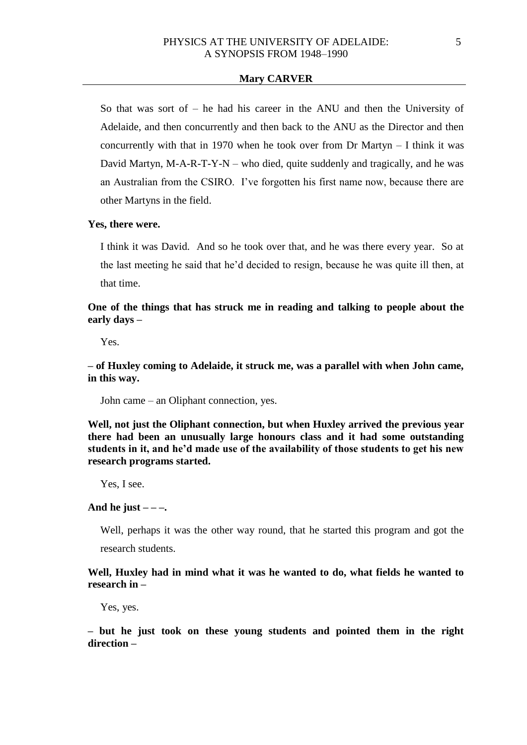So that was sort of – he had his career in the ANU and then the University of Adelaide, and then concurrently and then back to the ANU as the Director and then concurrently with that in 1970 when he took over from Dr Martyn – I think it was David Martyn, M-A-R-T-Y-N – who died, quite suddenly and tragically, and he was an Australian from the CSIRO. I've forgotten his first name now, because there are other Martyns in the field.

**Yes, there were.**

I think it was David. And so he took over that, and he was there every year. So at the last meeting he said that he'd decided to resign, because he was quite ill then, at that time.

**One of the things that has struck me in reading and talking to people about the early days –**

Yes.

**– of Huxley coming to Adelaide, it struck me, was a parallel with when John came, in this way.**

John came – an Oliphant connection, yes.

**Well, not just the Oliphant connection, but when Huxley arrived the previous year there had been an unusually large honours class and it had some outstanding students in it, and he'd made use of the availability of those students to get his new research programs started.**

Yes, I see.

**And he just – – –.**

Well, perhaps it was the other way round, that he started this program and got the research students.

**Well, Huxley had in mind what it was he wanted to do, what fields he wanted to research in –**

Yes, yes.

**– but he just took on these young students and pointed them in the right direction –**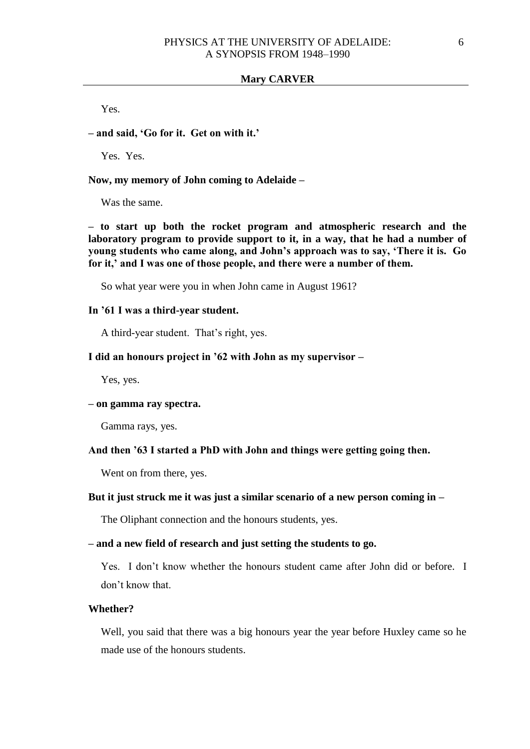Yes.

**– and said, 'Go for it. Get on with it.'**

Yes. Yes.

**Now, my memory of John coming to Adelaide –**

Was the same.

**– to start up both the rocket program and atmospheric research and the laboratory program to provide support to it, in a way, that he had a number of young students who came along, and John's approach was to say, 'There it is. Go for it,' and I was one of those people, and there were a number of them.**

So what year were you in when John came in August 1961?

**In '61 I was a third-year student.**

A third-year student. That's right, yes.

**I did an honours project in '62 with John as my supervisor –**

Yes, yes.

**– on gamma ray spectra.**

Gamma rays, yes.

**And then '63 I started a PhD with John and things were getting going then.**

Went on from there, yes.

**But it just struck me it was just a similar scenario of a new person coming in –**

The Oliphant connection and the honours students, yes.

**– and a new field of research and just setting the students to go.**

Yes. I don't know whether the honours student came after John did or before. I don't know that.

**Whether?**

Well, you said that there was a big honours year the year before Huxley came so he made use of the honours students.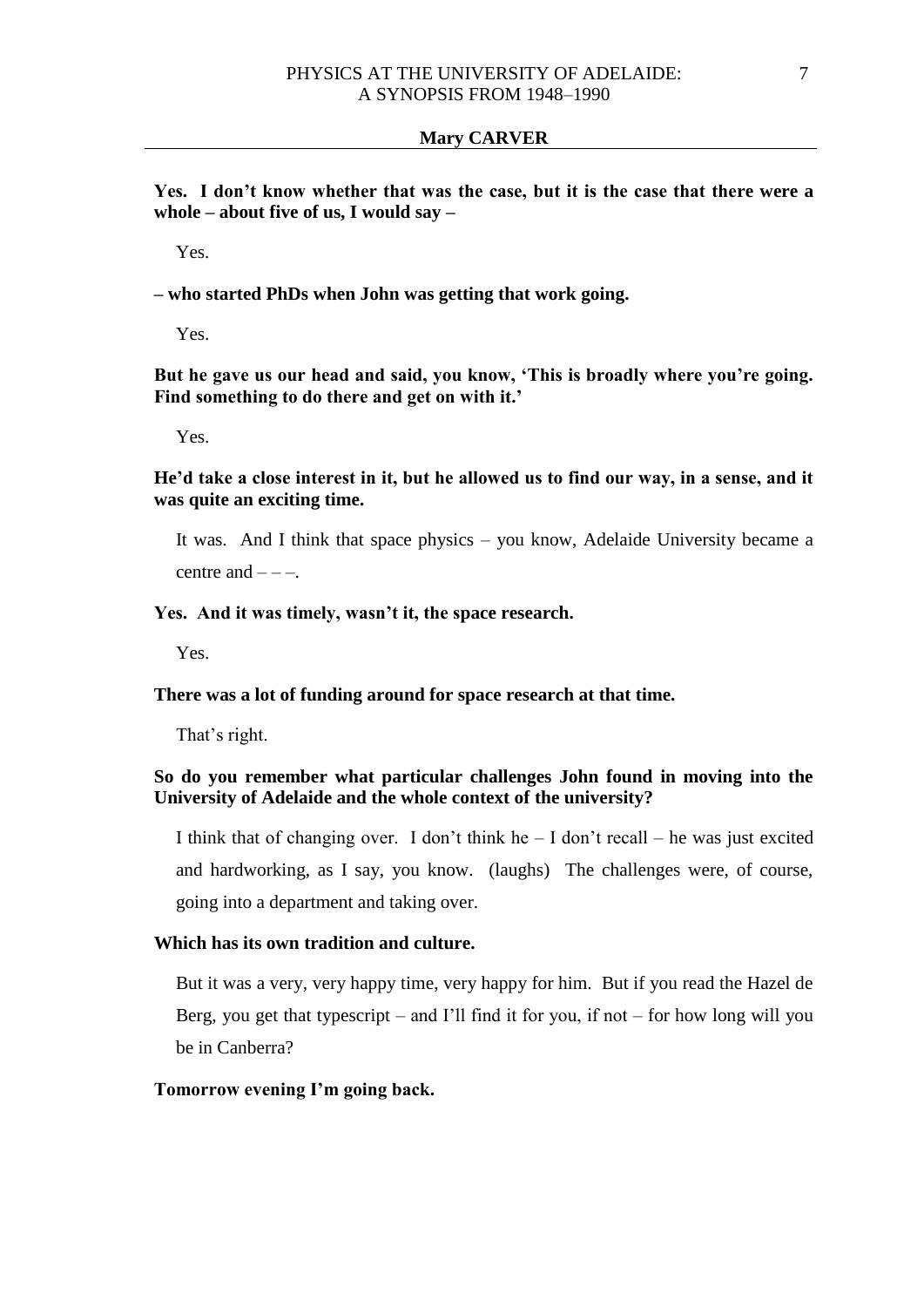**Yes. I don't know whether that was the case, but it is the case that there were a whole – about five of us, I would say –**

Yes.

**– who started PhDs when John was getting that work going.**

Yes.

**But he gave us our head and said, you know, 'This is broadly where you're going. Find something to do there and get on with it.'**

Yes.

**He'd take a close interest in it, but he allowed us to find our way, in a sense, and it was quite an exciting time.**

It was. And I think that space physics – you know, Adelaide University became a centre and – – –.

**Yes. And it was timely, wasn't it, the space research.**

Yes.

**There was a lot of funding around for space research at that time.**

That's right.

**So do you remember what particular challenges John found in moving into the University of Adelaide and the whole context of the university?**

I think that of changing over. I don't think he – I don't recall – he was just excited and hardworking, as I say, you know. (laughs) The challenges were, of course, going into a department and taking over.

**Which has its own tradition and culture.**

But it was a very, very happy time, very happy for him. But if you read the Hazel de Berg, you get that typescript – and I'll find it for you, if not – for how long will you be in Canberra?

**Tomorrow evening I'm going back.**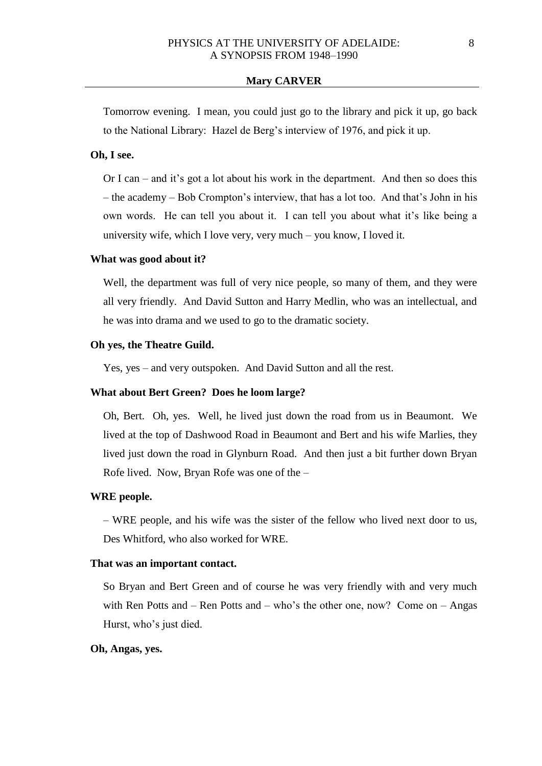Tomorrow evening. I mean, you could just go to the library and pick it up, go back to the National Library: Hazel de Berg's interview of 1976, and pick it up.

**Oh, I see.**

Or I can – and it's got a lot about his work in the department. And then so does this – the academy – Bob Crompton's interview, that has a lot too. And that's John in his own words. He can tell you about it. I can tell you about what it's like being a university wife, which I love very, very much – you know, I loved it.

**What was good about it?**

Well, the department was full of very nice people, so many of them, and they were all very friendly. And David Sutton and Harry Medlin, who was an intellectual, and he was into drama and we used to go to the dramatic society.

**Oh yes, the Theatre Guild.**

Yes, yes – and very outspoken. And David Sutton and all the rest.

**What about Bert Green? Does he loom large?**

Oh, Bert. Oh, yes. Well, he lived just down the road from us in Beaumont. We lived at the top of Dashwood Road in Beaumont and Bert and his wife Marlies, they lived just down the road in Glynburn Road. And then just a bit further down Bryan Rofe lived. Now, Bryan Rofe was one of the –

**WRE people.**

– WRE people, and his wife was the sister of the fellow who lived next door to us, Des Whitford, who also worked for WRE.

**That was an important contact.**

So Bryan and Bert Green and of course he was very friendly with and very much with Ren Potts and – Ren Potts and – who's the other one, now? Come on – Angas Hurst, who's just died.

**Oh, Angas, yes.**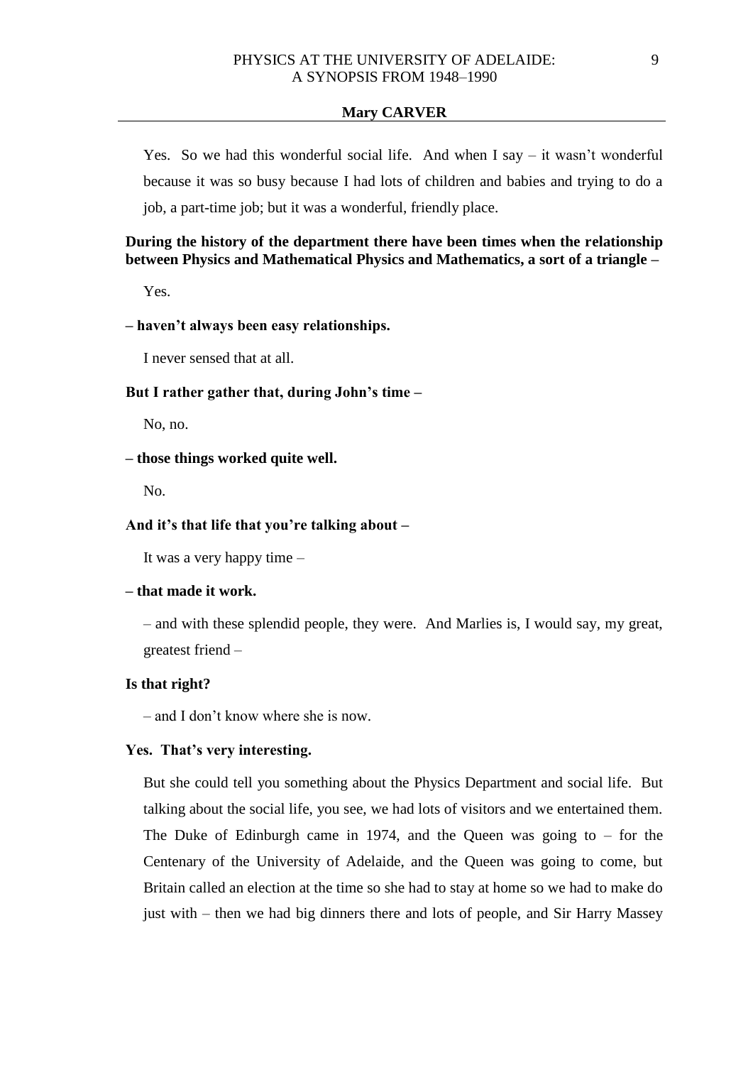Yes. So we had this wonderful social life. And when I say – it wasn't wonderful because it was so busy because I had lots of children and babies and trying to do a job, a part-time job; but it was a wonderful, friendly place.

**During the history of the department there have been times when the relationship between Physics and Mathematical Physics and Mathematics, a sort of a triangle –**

Yes.

**– haven't always been easy relationships.**

I never sensed that at all.

**But I rather gather that, during John's time –**

No, no.

**– those things worked quite well.**

No.

**And it's that life that you're talking about –**

It was a very happy time –

**– that made it work.**

– and with these splendid people, they were. And Marlies is, I would say, my great, greatest friend –

**Is that right?**

– and I don't know where she is now.

**Yes. That's very interesting.**

But she could tell you something about the Physics Department and social life. But talking about the social life, you see, we had lots of visitors and we entertained them. The Duke of Edinburgh came in 1974, and the Queen was going to – for the Centenary of the University of Adelaide, and the Queen was going to come, but Britain called an election at the time so she had to stay at home so we had to make do just with – then we had big dinners there and lots of people, and Sir Harry Massey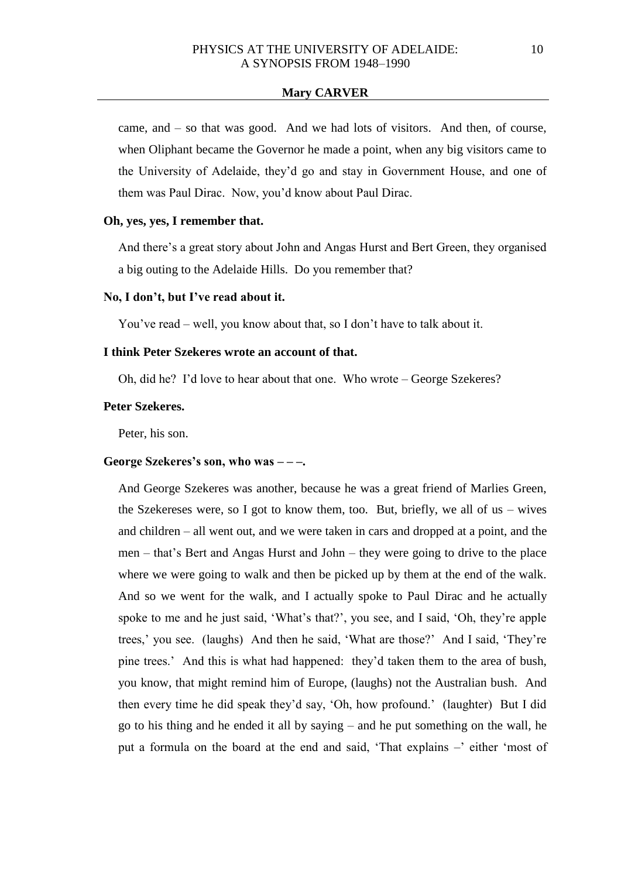came, and – so that was good. And we had lots of visitors. And then, of course, when Oliphant became the Governor he made a point, when any big visitors came to the University of Adelaide, they'd go and stay in Government House, and one of them was Paul Dirac. Now, you'd know about Paul Dirac.

**Oh, yes, yes, I remember that.**

And there's a great story about John and Angas Hurst and Bert Green, they organised a big outing to the Adelaide Hills. Do you remember that?

**No, I don't, but I've read about it.**

You've read – well, you know about that, so I don't have to talk about it.

**I think Peter Szekeres wrote an account of that.**

Oh, did he? I'd love to hear about that one. Who wrote – George Szekeres?

**Peter Szekeres.**

Peter, his son.

**George Szekeres's son, who was – – –.**

And George Szekeres was another, because he was a great friend of Marlies Green, the Szekereses were, so I got to know them, too. But, briefly, we all of us – wives and children – all went out, and we were taken in cars and dropped at a point, and the men – that's Bert and Angas Hurst and John – they were going to drive to the place where we were going to walk and then be picked up by them at the end of the walk. And so we went for the walk, and I actually spoke to Paul Dirac and he actually spoke to me and he just said, 'What's that?', you see, and I said, 'Oh, they're apple trees,' you see. (laughs) And then he said, 'What are those?' And I said, 'They're pine trees.' And this is what had happened: they'd taken them to the area of bush, you know, that might remind him of Europe, (laughs) not the Australian bush. And then every time he did speak they'd say, 'Oh, how profound.' (laughter) But I did go to his thing and he ended it all by saying – and he put something on the wall, he put a formula on the board at the end and said, 'That explains –' either 'most of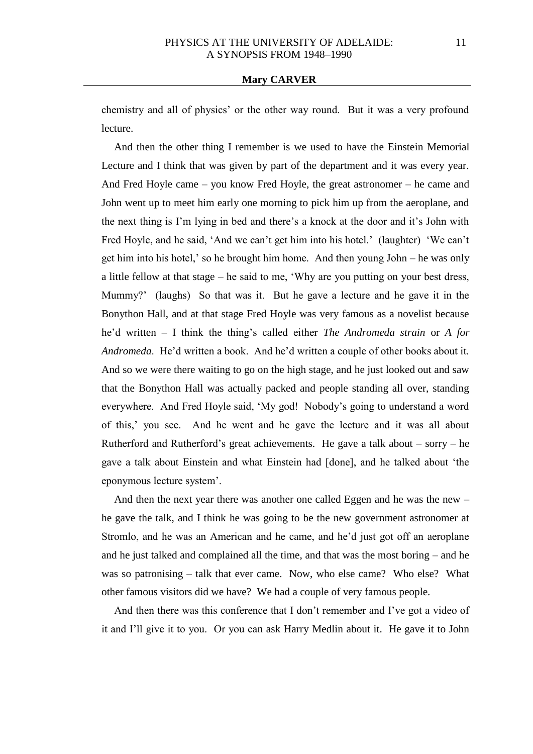chemistry and all of physics' or the other way round. But it was a very profound lecture.

And then the other thing I remember is we used to have the Einstein Memorial Lecture and I think that was given by part of the department and it was every year. And Fred Hoyle came – you know Fred Hoyle, the great astronomer – he came and John went up to meet him early one morning to pick him up from the aeroplane, and the next thing is I'm lying in bed and there's a knock at the door and it's John with Fred Hoyle, and he said, 'And we can't get him into his hotel.' (laughter) 'We can't get him into his hotel,' so he brought him home. And then young John – he was only a little fellow at that stage – he said to me, 'Why are you putting on your best dress, Mummy?' (laughs) So that was it. But he gave a lecture and he gave it in the Bonython Hall, and at that stage Fred Hoyle was very famous as a novelist because he'd written – I think the thing's called either *The Andromeda strain* or *A for Andromeda*. He'd written a book. And he'd written a couple of other books about it. And so we were there waiting to go on the high stage, and he just looked out and saw that the Bonython Hall was actually packed and people standing all over, standing everywhere. And Fred Hoyle said, 'My god! Nobody's going to understand a word of this,' you see. And he went and he gave the lecture and it was all about Rutherford and Rutherford's great achievements. He gave a talk about – sorry – he gave a talk about Einstein and what Einstein had [done], and he talked about 'the eponymous lecture system'.

And then the next year there was another one called Eggen and he was the new – he gave the talk, and I think he was going to be the new government astronomer at Stromlo, and he was an American and he came, and he'd just got off an aeroplane and he just talked and complained all the time, and that was the most boring – and he was so patronising – talk that ever came. Now, who else came? Who else? What other famous visitors did we have? We had a couple of very famous people.

And then there was this conference that I don't remember and I've got a video of it and I'll give it to you. Or you can ask Harry Medlin about it. He gave it to John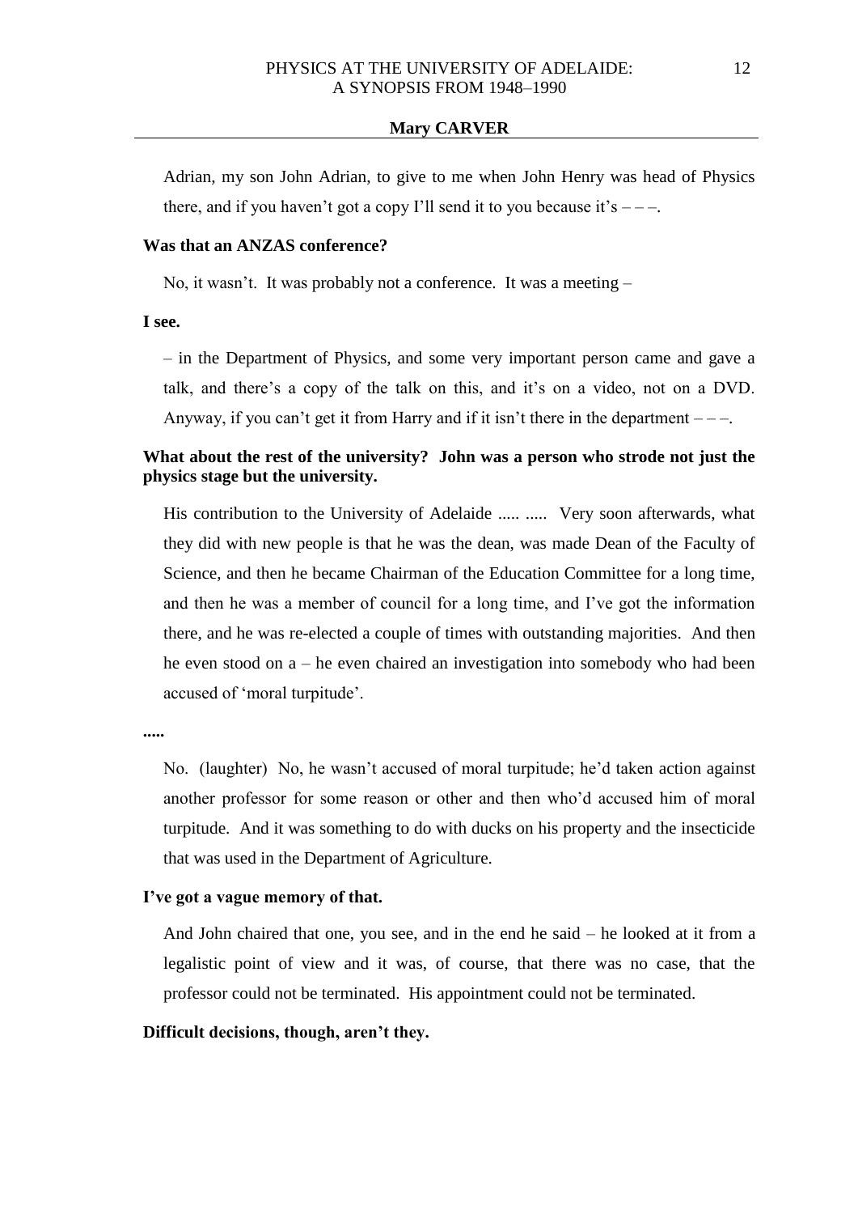Adrian, my son John Adrian, to give to me when John Henry was head of Physics there, and if you haven't got a copy I'll send it to you because it's – – –.

**Was that an ANZAS conference?**

No, it wasn't. It was probably not a conference. It was a meeting –

**I see.**

– in the Department of Physics, and some very important person came and gave a talk, and there's a copy of the talk on this, and it's on a video, not on a DVD. Anyway, if you can't get it from Harry and if it isn't there in the department – – –.

**What about the rest of the university? John was a person who strode not just the physics stage but the university.**

His contribution to the University of Adelaide ..... ..... Very soon afterwards, what they did with new people is that he was the dean, was made Dean of the Faculty of Science, and then he became Chairman of the Education Committee for a long time, and then he was a member of council for a long time, and I've got the information there, and he was re-elected a couple of times with outstanding majorities. And then he even stood on a – he even chaired an investigation into somebody who had been accused of 'moral turpitude'.

**.....**

No. (laughter) No, he wasn't accused of moral turpitude; he'd taken action against another professor for some reason or other and then who'd accused him of moral turpitude. And it was something to do with ducks on his property and the insecticide that was used in the Department of Agriculture.

**I've got a vague memory of that.**

And John chaired that one, you see, and in the end he said – he looked at it from a legalistic point of view and it was, of course, that there was no case, that the professor could not be terminated. His appointment could not be terminated.

**Difficult decisions, though, aren't they.**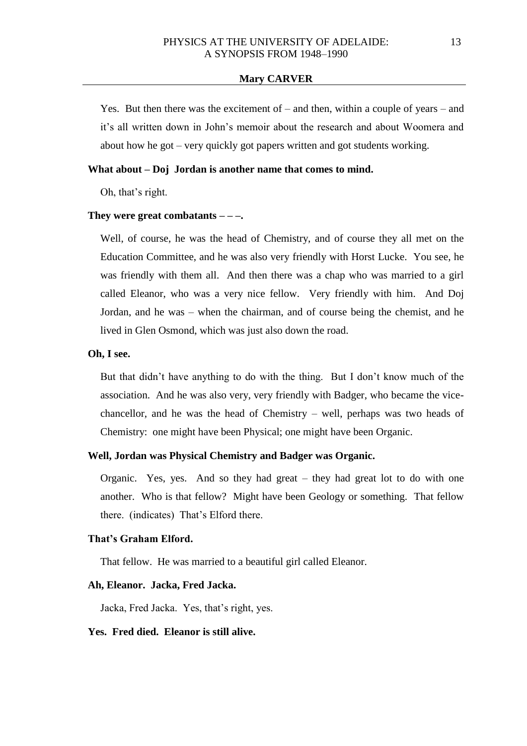Yes. But then there was the excitement of – and then, within a couple of years – and it's all written down in John's memoir about the research and about Woomera and about how he got – very quickly got papers written and got students working.

**What about – Doj Jordan is another name that comes to mind.**

Oh, that's right.

**They were great combatants – – –.**

Well, of course, he was the head of Chemistry, and of course they all met on the Education Committee, and he was also very friendly with Horst Lucke. You see, he was friendly with them all. And then there was a chap who was married to a girl called Eleanor, who was a very nice fellow. Very friendly with him. And Doj Jordan, and he was – when the chairman, and of course being the chemist, and he lived in Glen Osmond, which was just also down the road.

**Oh, I see.**

But that didn't have anything to do with the thing. But I don't know much of the association. And he was also very, very friendly with Badger, who became the vice-chancellor, and he was the head of Chemistry – well, perhaps was two heads of Chemistry: one might have been Physical; one might have been Organic.

**Well, Jordan was Physical Chemistry and Badger was Organic.**

Organic. Yes, yes. And so they had great – they had great lot to do with one another. Who is that fellow? Might have been Geology or something. That fellow there. (indicates) That's Elford there.

**That's Graham Elford.**

That fellow. He was married to a beautiful girl called Eleanor.

**Ah, Eleanor. Jacka, Fred Jacka.**

Jacka, Fred Jacka. Yes, that's right, yes.

**Yes. Fred died. Eleanor is still alive.**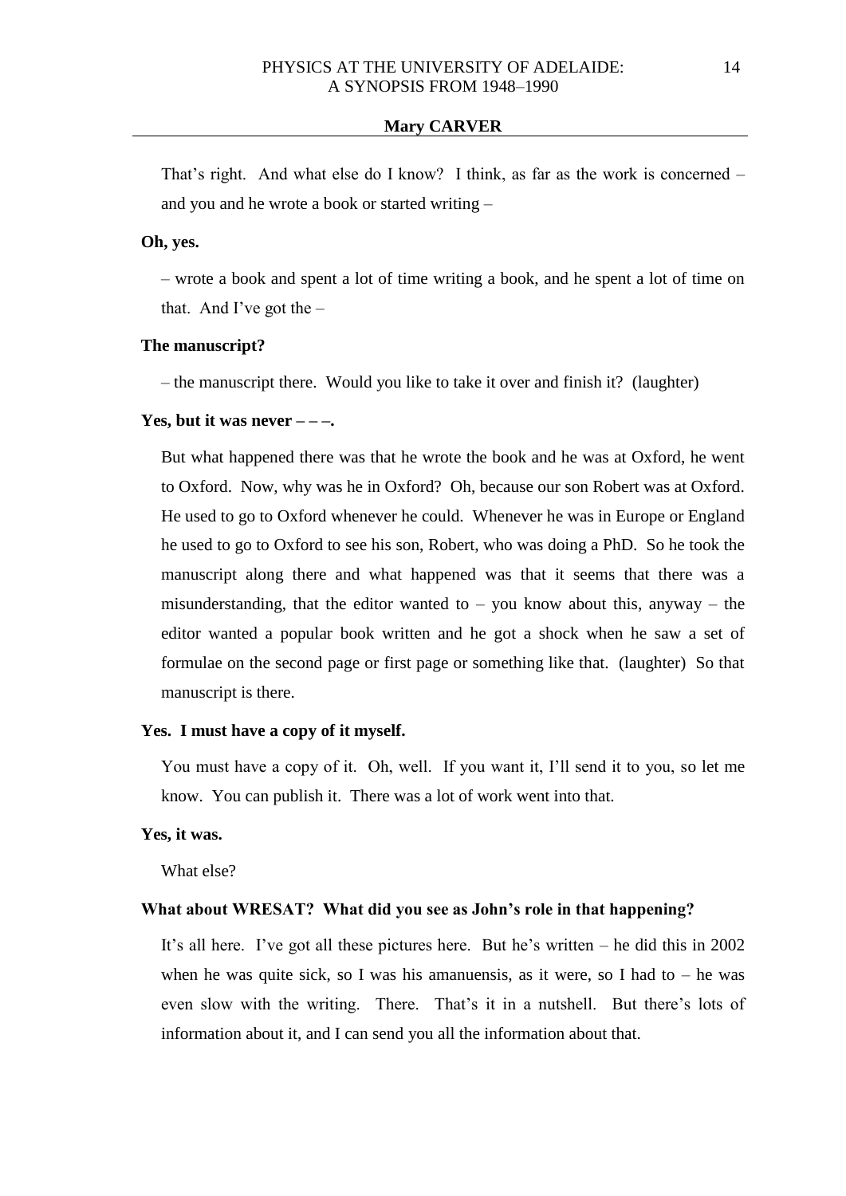That's right. And what else do I know? I think, as far as the work is concerned – and you and he wrote a book or started writing –

**Oh, yes.**

– wrote a book and spent a lot of time writing a book, and he spent a lot of time on that. And I've got the –

**The manuscript?**

– the manuscript there. Would you like to take it over and finish it? (laughter)

**Yes, but it was never – – –.**

But what happened there was that he wrote the book and he was at Oxford, he went to Oxford. Now, why was he in Oxford? Oh, because our son Robert was at Oxford. He used to go to Oxford whenever he could. Whenever he was in Europe or England he used to go to Oxford to see his son, Robert, who was doing a PhD. So he took the manuscript along there and what happened was that it seems that there was a misunderstanding, that the editor wanted to – you know about this, anyway – the editor wanted a popular book written and he got a shock when he saw a set of formulae on the second page or first page or something like that. (laughter) So that manuscript is there.

**Yes. I must have a copy of it myself.**

You must have a copy of it. Oh, well. If you want it, I'll send it to you, so let me know. You can publish it. There was a lot of work went into that.

**Yes, it was.**

What else?

**What about WRESAT? What did you see as John's role in that happening?**

It's all here. I've got all these pictures here. But he's written – he did this in 2002 when he was quite sick, so I was his amanuensis, as it were, so I had to – he was even slow with the writing. There. That's it in a nutshell. But there's lots of information about it, and I can send you all the information about that.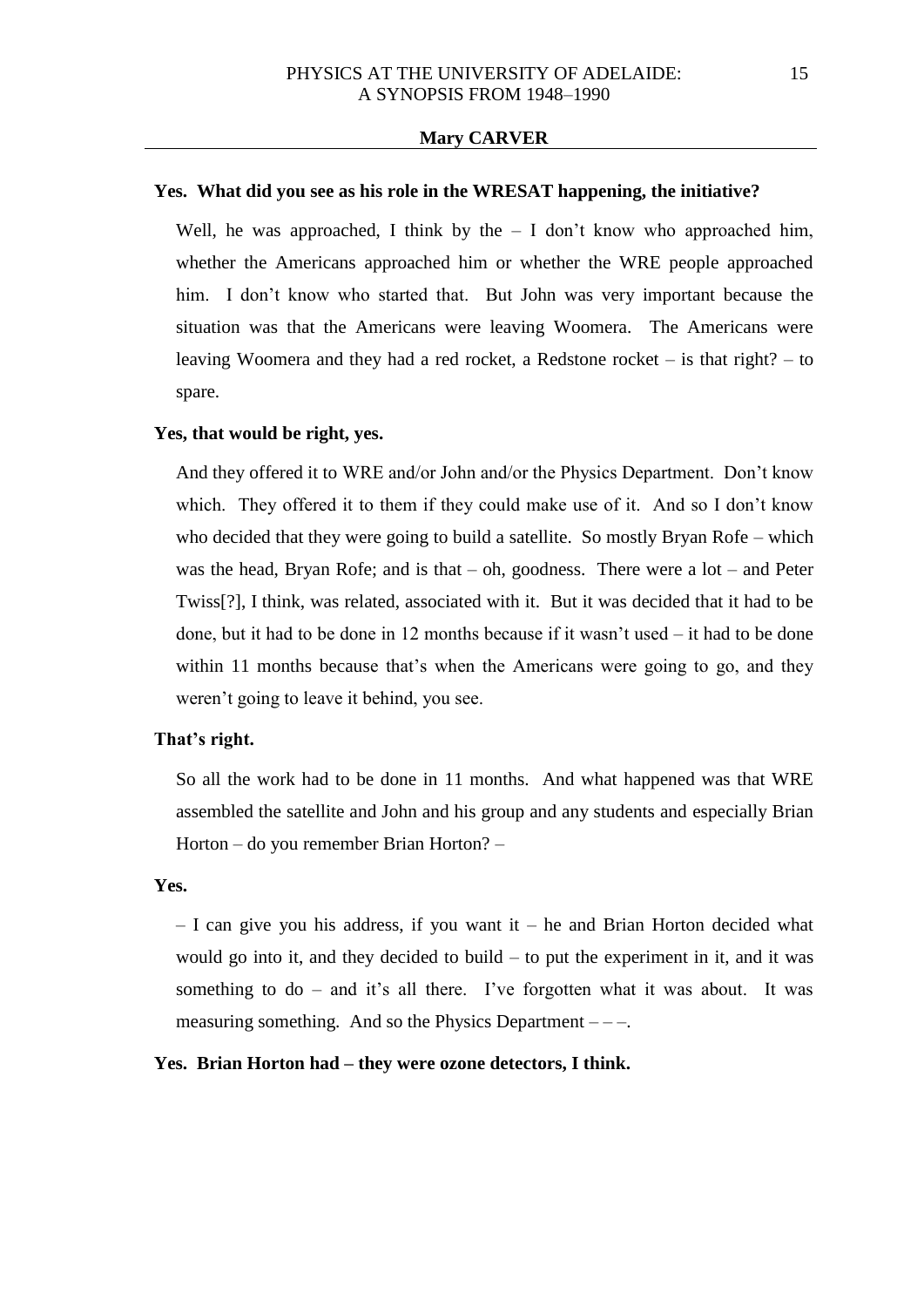**Yes. What did you see as his role in the WRESAT happening, the initiative?**

Well, he was approached, I think by the – I don't know who approached him, whether the Americans approached him or whether the WRE people approached him. I don't know who started that. But John was very important because the situation was that the Americans were leaving Woomera. The Americans were leaving Woomera and they had a red rocket, a Redstone rocket – is that right? – to spare.

**Yes, that would be right, yes.**

And they offered it to WRE and/or John and/or the Physics Department. Don't know which. They offered it to them if they could make use of it. And so I don't know who decided that they were going to build a satellite. So mostly Bryan Rofe – which was the head, Bryan Rofe; and is that – oh, goodness. There were a lot – and Peter Twiss[?], I think, was related, associated with it. But it was decided that it had to be done, but it had to be done in 12 months because if it wasn't used – it had to be done within 11 months because that's when the Americans were going to go, and they weren't going to leave it behind, you see.

**That's right.**

So all the work had to be done in 11 months. And what happened was that WRE assembled the satellite and John and his group and any students and especially Brian Horton – do you remember Brian Horton? –

**Yes.**

– I can give you his address, if you want it – he and Brian Horton decided what would go into it, and they decided to build – to put the experiment in it, and it was something to do – and it's all there. I've forgotten what it was about. It was measuring something. And so the Physics Department – – –.

**Yes. Brian Horton had – they were ozone detectors, I think.**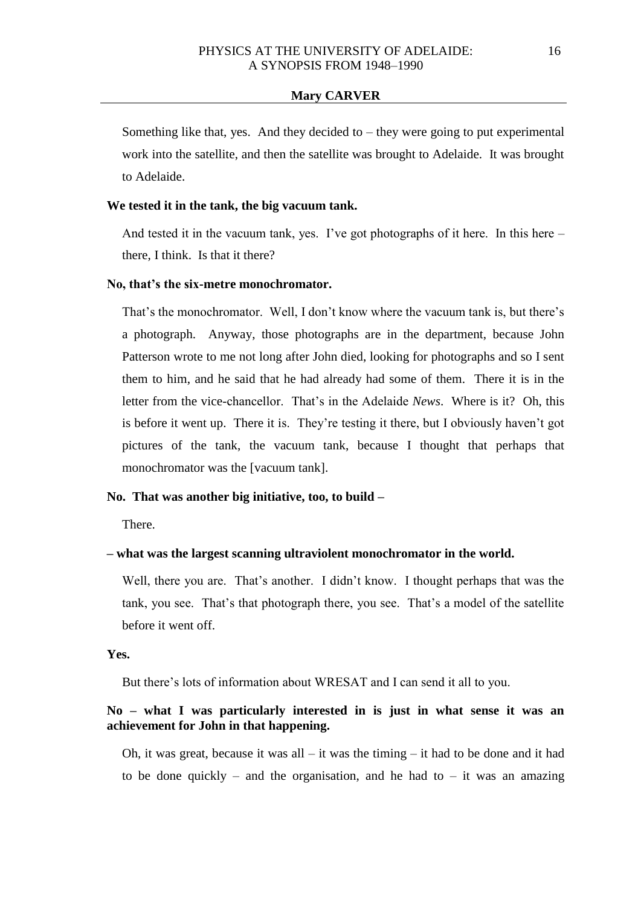Something like that, yes. And they decided to – they were going to put experimental work into the satellite, and then the satellite was brought to Adelaide. It was brought to Adelaide.

**We tested it in the tank, the big vacuum tank.**

And tested it in the vacuum tank, yes. I've got photographs of it here. In this here – there, I think. Is that it there?

**No, that's the six-metre monochromator.**

That's the monochromator. Well, I don't know where the vacuum tank is, but there's a photograph. Anyway, those photographs are in the department, because John Patterson wrote to me not long after John died, looking for photographs and so I sent them to him, and he said that he had already had some of them. There it is in the letter from the vice-chancellor. That's in the Adelaide *News*. Where is it? Oh, this is before it went up. There it is. They're testing it there, but I obviously haven't got pictures of the tank, the vacuum tank, because I thought that perhaps that monochromator was the [vacuum tank].

**No. That was another big initiative, too, to build –**

There.

**– what was the largest scanning ultraviolent monochromator in the world.**

Well, there you are. That's another. I didn't know. I thought perhaps that was the tank, you see. That's that photograph there, you see. That's a model of the satellite before it went off.

**Yes.**

But there's lots of information about WRESAT and I can send it all to you.

**No – what I was particularly interested in is just in what sense it was an achievement for John in that happening.**

Oh, it was great, because it was all – it was the timing – it had to be done and it had to be done quickly – and the organisation, and he had to – it was an amazing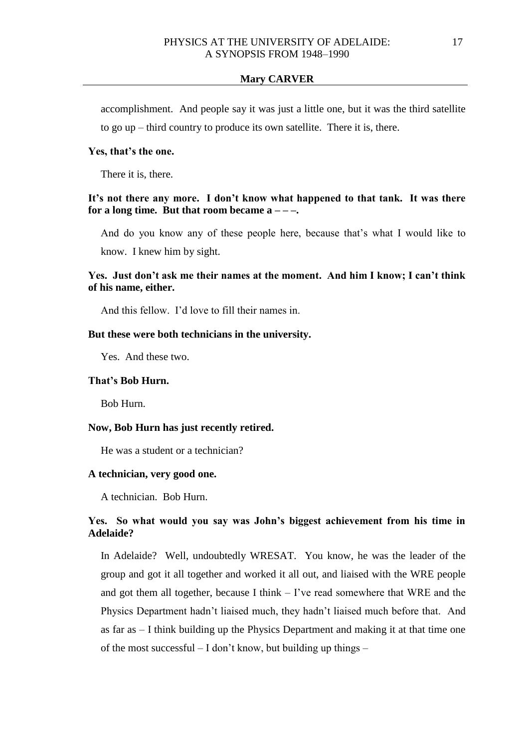accomplishment. And people say it was just a little one, but it was the third satellite to go up – third country to produce its own satellite. There it is, there.

**Yes, that's the one.**

There it is, there.

**It's not there any more. I don't know what happened to that tank. It was there for a long time. But that room became a – – –.**

And do you know any of these people here, because that's what I would like to know. I knew him by sight.

**Yes. Just don't ask me their names at the moment. And him I know; I can't think of his name, either.**

And this fellow. I'd love to fill their names in.

**But these were both technicians in the university.**

Yes. And these two.

**That's Bob Hurn.**

Bob Hurn.

**Now, Bob Hurn has just recently retired.**

He was a student or a technician?

**A technician, very good one.**

A technician. Bob Hurn.

**Yes. So what would you say was John's biggest achievement from his time in Adelaide?**

In Adelaide? Well, undoubtedly WRESAT. You know, he was the leader of the group and got it all together and worked it all out, and liaised with the WRE people and got them all together, because I think – I've read somewhere that WRE and the Physics Department hadn't liaised much, they hadn't liaised much before that. And as far as – I think building up the Physics Department and making it at that time one of the most successful – I don't know, but building up things –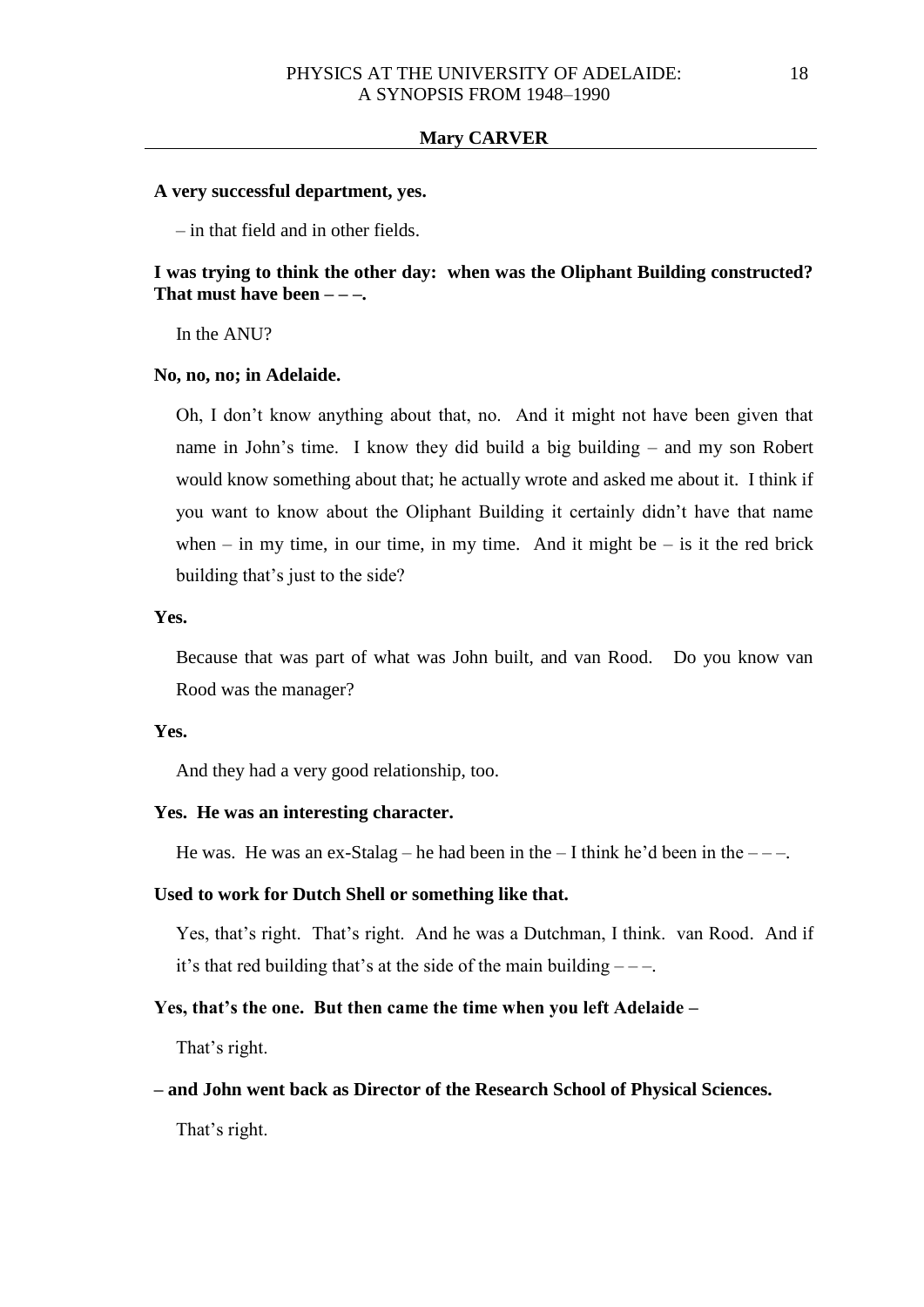**A very successful department, yes.**

– in that field and in other fields.

**I was trying to think the other day: when was the Oliphant Building constructed? That must have been – – –.**

In the ANU?

**No, no, no; in Adelaide.**

Oh, I don't know anything about that, no. And it might not have been given that name in John's time. I know they did build a big building – and my son Robert would know something about that; he actually wrote and asked me about it. I think if you want to know about the Oliphant Building it certainly didn't have that name when – in my time, in our time, in my time. And it might be – is it the red brick building that's just to the side?

**Yes.**

Because that was part of what was John built, and van Rood. Do you know van Rood was the manager?

**Yes.**

And they had a very good relationship, too.

**Yes. He was an interesting character.**

He was. He was an ex-Stalag – he had been in the – I think he'd been in the – – –.

**Used to work for Dutch Shell or something like that.**

Yes, that's right. That's right. And he was a Dutchman, I think. van Rood. And if it's that red building that's at the side of the main building – – –.

**Yes, that's the one. But then came the time when you left Adelaide –**

That's right.

**– and John went back as Director of the Research School of Physical Sciences.**

That's right.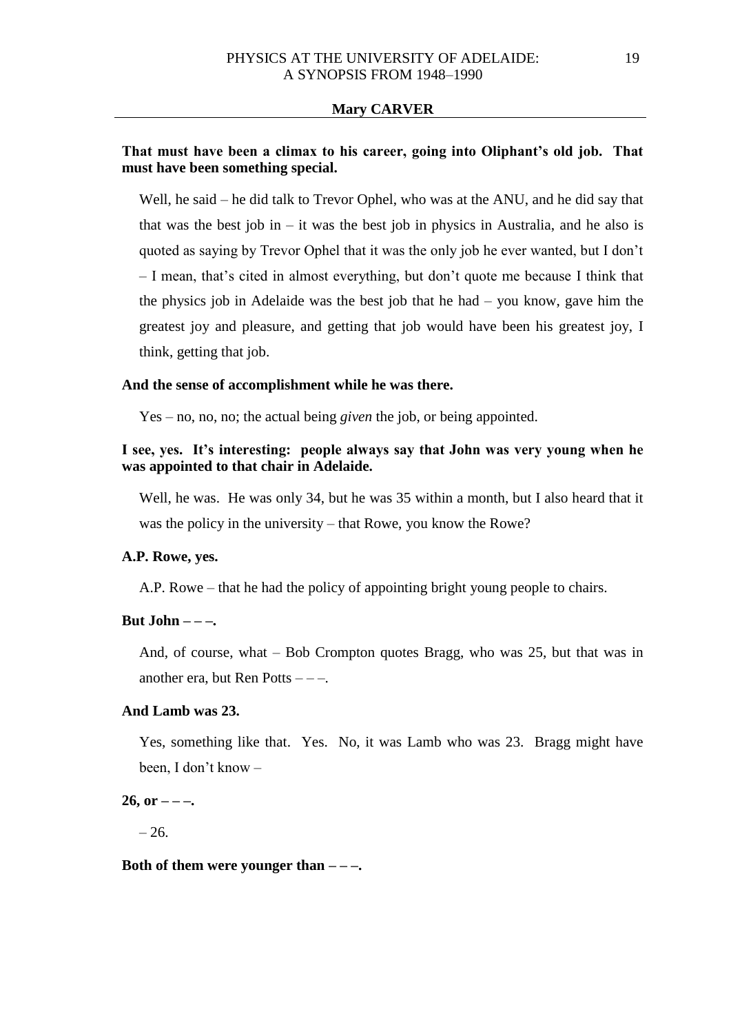**Mary CARVER**

**That must have been a climax to his career, going into Oliphant's old job. That must have been something special.**

Well, he said – he did talk to Trevor Ophel, who was at the ANU, and he did say that that was the best job in – it was the best job in physics in Australia, and he also is quoted as saying by Trevor Ophel that it was the only job he ever wanted, but I don't – I mean, that's cited in almost everything, but don't quote me because I think that the physics job in Adelaide was the best job that he had – you know, gave him the greatest joy and pleasure, and getting that job would have been his greatest joy, I think, getting that job.

**And the sense of accomplishment while he was there.**

Yes – no, no, no; the actual being *given* the job, or being appointed.

**I see, yes. It's interesting: people always say that John was very young when he was appointed to that chair in Adelaide.**

Well, he was. He was only 34, but he was 35 within a month, but I also heard that it was the policy in the university – that Rowe, you know the Rowe?

**A.P. Rowe, yes.**

A.P. Rowe – that he had the policy of appointing bright young people to chairs.

**But John – – –.**

And, of course, what – Bob Crompton quotes Bragg, who was 25, but that was in another era, but Ren Potts – – –.

**And Lamb was 23.**

Yes, something like that. Yes. No, it was Lamb who was 23. Bragg might have been, I don't know –

**26, or – – –.**

– 26.

**Both of them were younger than – – –.**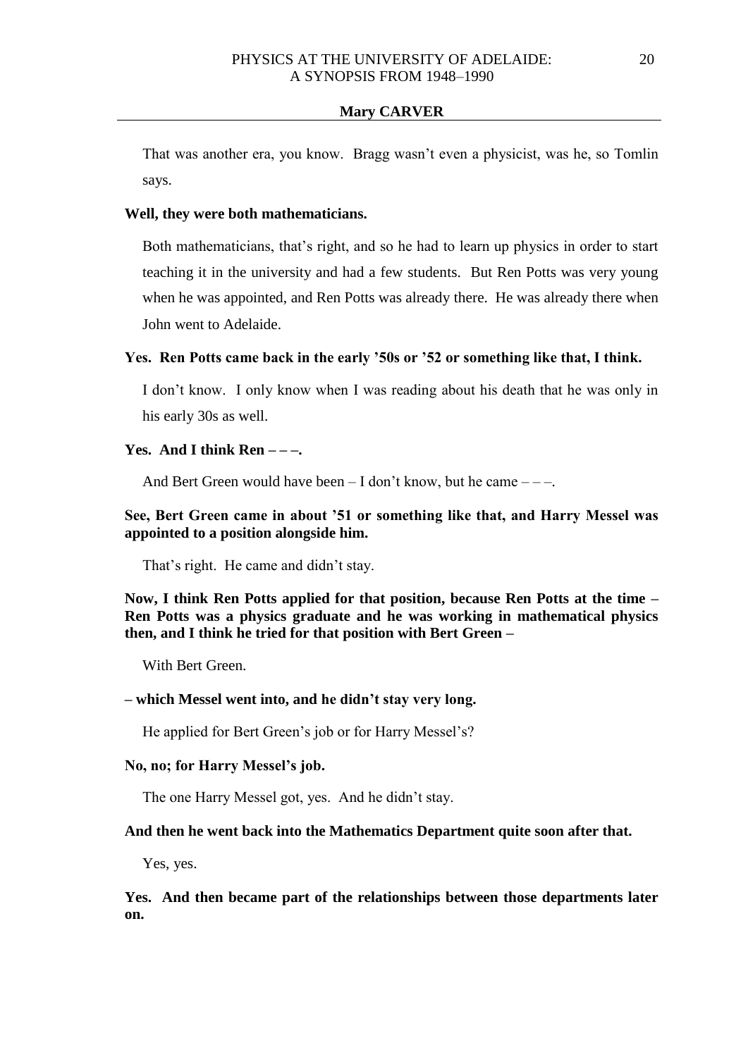That was another era, you know. Bragg wasn't even a physicist, was he, so Tomlin says.

**Well, they were both mathematicians.**

Both mathematicians, that's right, and so he had to learn up physics in order to start teaching it in the university and had a few students. But Ren Potts was very young when he was appointed, and Ren Potts was already there. He was already there when John went to Adelaide.

**Yes. Ren Potts came back in the early '50s or '52 or something like that, I think.**

I don't know. I only know when I was reading about his death that he was only in his early 30s as well.

**Yes. And I think Ren – – –.**

And Bert Green would have been – I don't know, but he came – – –.

**See, Bert Green came in about '51 or something like that, and Harry Messel was appointed to a position alongside him.**

That's right. He came and didn't stay.

**Now, I think Ren Potts applied for that position, because Ren Potts at the time – Ren Potts was a physics graduate and he was working in mathematical physics then, and I think he tried for that position with Bert Green –**

With Bert Green.

**– which Messel went into, and he didn't stay very long.**

He applied for Bert Green's job or for Harry Messel's?

**No, no; for Harry Messel's job.**

The one Harry Messel got, yes. And he didn't stay.

**And then he went back into the Mathematics Department quite soon after that.**

Yes, yes.

**Yes. And then became part of the relationships between those departments later on.**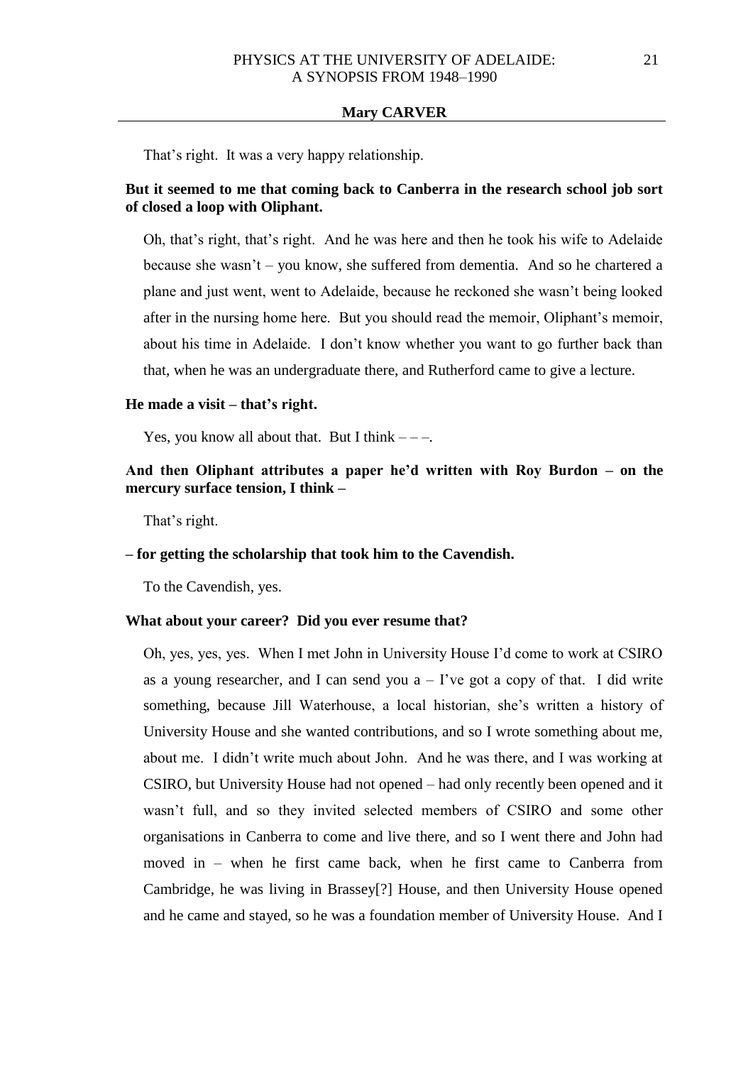That's right. It was a very happy relationship.

**But it seemed to me that coming back to Canberra in the research school job sort of closed a loop with Oliphant.**

Oh, that's right, that's right. And he was here and then he took his wife to Adelaide because she wasn't – you know, she suffered from dementia. And so he chartered a plane and just went, went to Adelaide, because he reckoned she wasn't being looked after in the nursing home here. But you should read the memoir, Oliphant's memoir, about his time in Adelaide. I don't know whether you want to go further back than that, when he was an undergraduate there, and Rutherford came to give a lecture.

**He made a visit – that's right.**

Yes, you know all about that. But I think – – –.

**And then Oliphant attributes a paper he'd written with Roy Burdon – on the mercury surface tension, I think –**

That's right.

**– for getting the scholarship that took him to the Cavendish.**

To the Cavendish, yes.

**What about your career? Did you ever resume that?**

Oh, yes, yes, yes. When I met John in University House I'd come to work at CSIRO as a young researcher, and I can send you a – I've got a copy of that. I did write something, because Jill Waterhouse, a local historian, she's written a history of University House and she wanted contributions, and so I wrote something about me, about me. I didn't write much about John. And he was there, and I was working at CSIRO, but University House had not opened – had only recently been opened and it wasn't full, and so they invited selected members of CSIRO and some other organisations in Canberra to come and live there, and so I went there and John had moved in – when he first came back, when he first came to Canberra from Cambridge, he was living in Brassey[?] House, and then University House opened and he came and stayed, so he was a foundation member of University House. And I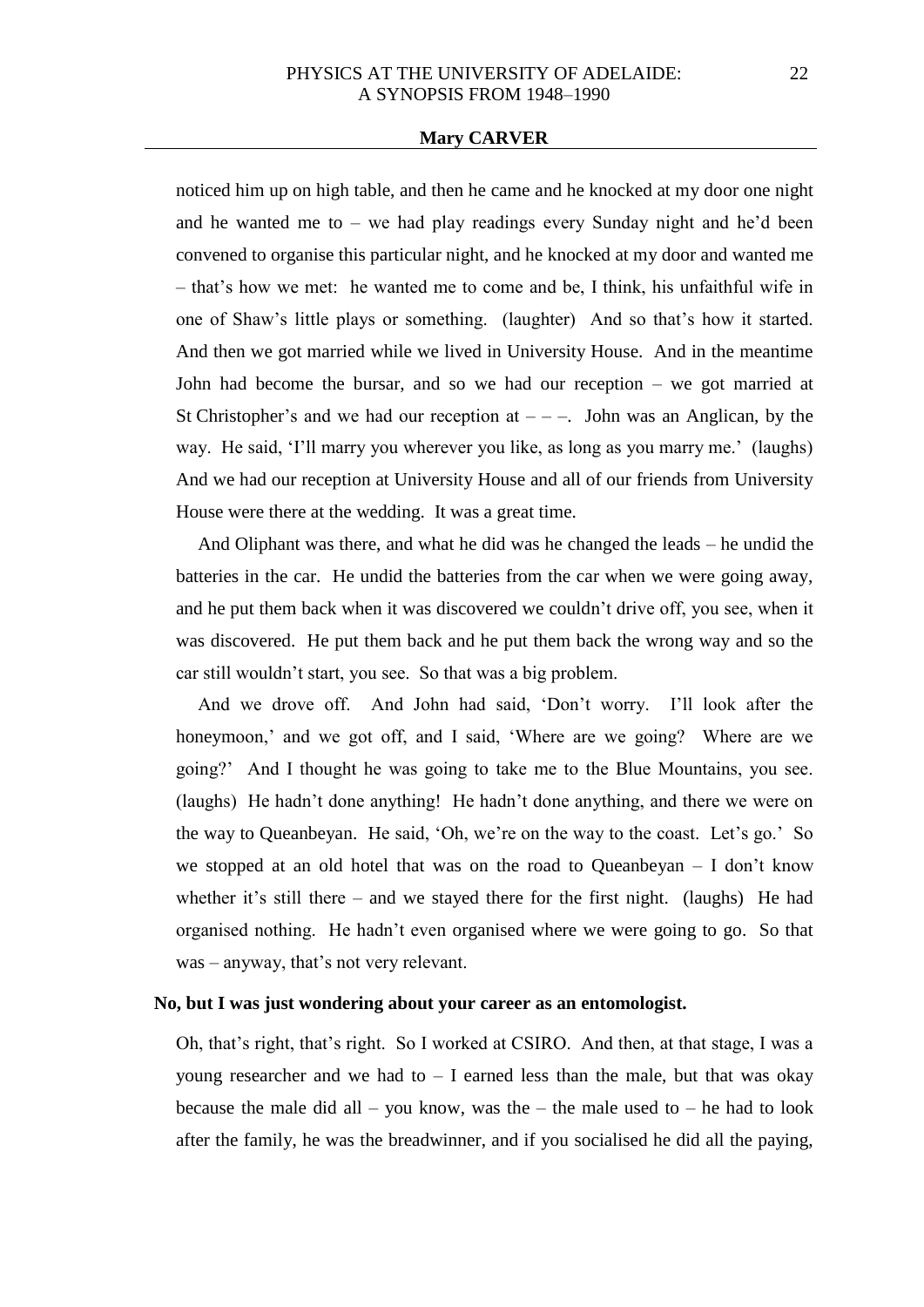noticed him up on high table, and then he came and he knocked at my door one night and he wanted me to – we had play readings every Sunday night and he'd been convened to organise this particular night, and he knocked at my door and wanted me – that's how we met: he wanted me to come and be, I think, his unfaithful wife in one of Shaw's little plays or something. (laughter) And so that's how it started. And then we got married while we lived in University House. And in the meantime John had become the bursar, and so we had our reception – we got married at St Christopher's and we had our reception at – – –. John was an Anglican, by the way. He said, 'I'll marry you wherever you like, as long as you marry me.' (laughs) And we had our reception at University House and all of our friends from University House were there at the wedding. It was a great time.

And Oliphant was there, and what he did was he changed the leads – he undid the batteries in the car. He undid the batteries from the car when we were going away, and he put them back when it was discovered we couldn't drive off, you see, when it was discovered. He put them back and he put them back the wrong way and so the car still wouldn't start, you see. So that was a big problem.

And we drove off. And John had said, 'Don't worry. I'll look after the honeymoon,' and we got off, and I said, 'Where are we going? Where are we going?' And I thought he was going to take me to the Blue Mountains, you see. (laughs) He hadn't done anything! He hadn't done anything, and there we were on the way to Queanbeyan. He said, 'Oh, we're on the way to the coast. Let's go.' So we stopped at an old hotel that was on the road to Queanbeyan – I don't know whether it's still there – and we stayed there for the first night. (laughs) He had organised nothing. He hadn't even organised where we were going to go. So that was – anyway, that's not very relevant.

**No, but I was just wondering about your career as an entomologist.**

Oh, that's right, that's right. So I worked at CSIRO. And then, at that stage, I was a young researcher and we had to – I earned less than the male, but that was okay because the male did all – you know, was the – the male used to – he had to look after the family, he was the breadwinner, and if you socialised he did all the paying,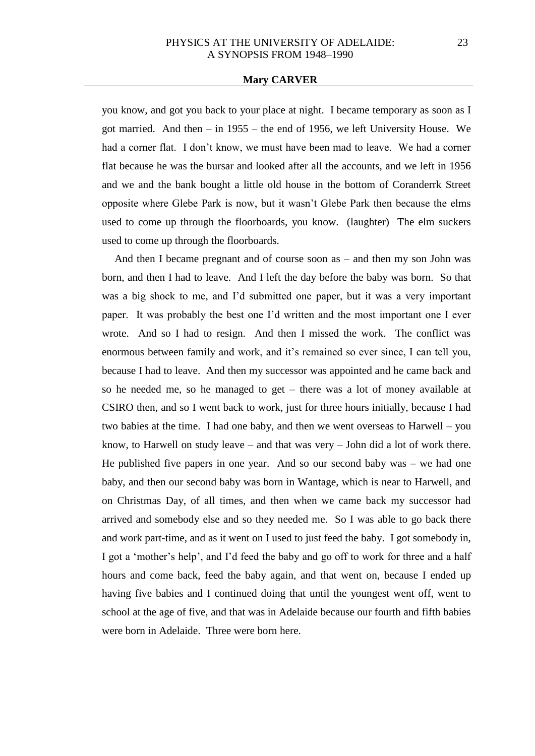you know, and got you back to your place at night. I became temporary as soon as I got married. And then – in 1955 – the end of 1956, we left University House. We had a corner flat. I don't know, we must have been mad to leave. We had a corner flat because he was the bursar and looked after all the accounts, and we left in 1956 and we and the bank bought a little old house in the bottom of Coranderrk Street opposite where Glebe Park is now, but it wasn't Glebe Park then because the elms used to come up through the floorboards, you know. (laughter) The elm suckers used to come up through the floorboards.

And then I became pregnant and of course soon as – and then my son John was born, and then I had to leave. And I left the day before the baby was born. So that was a big shock to me, and I'd submitted one paper, but it was a very important paper. It was probably the best one I'd written and the most important one I ever wrote. And so I had to resign. And then I missed the work. The conflict was enormous between family and work, and it's remained so ever since, I can tell you, because I had to leave. And then my successor was appointed and he came back and so he needed me, so he managed to get – there was a lot of money available at CSIRO then, and so I went back to work, just for three hours initially, because I had two babies at the time. I had one baby, and then we went overseas to Harwell – you know, to Harwell on study leave – and that was very – John did a lot of work there. He published five papers in one year. And so our second baby was – we had one baby, and then our second baby was born in Wantage, which is near to Harwell, and on Christmas Day, of all times, and then when we came back my successor had arrived and somebody else and so they needed me. So I was able to go back there and work part-time, and as it went on I used to just feed the baby. I got somebody in, I got a 'mother's help', and I'd feed the baby and go off to work for three and a half hours and come back, feed the baby again, and that went on, because I ended up having five babies and I continued doing that until the youngest went off, went to school at the age of five, and that was in Adelaide because our fourth and fifth babies were born in Adelaide. Three were born here.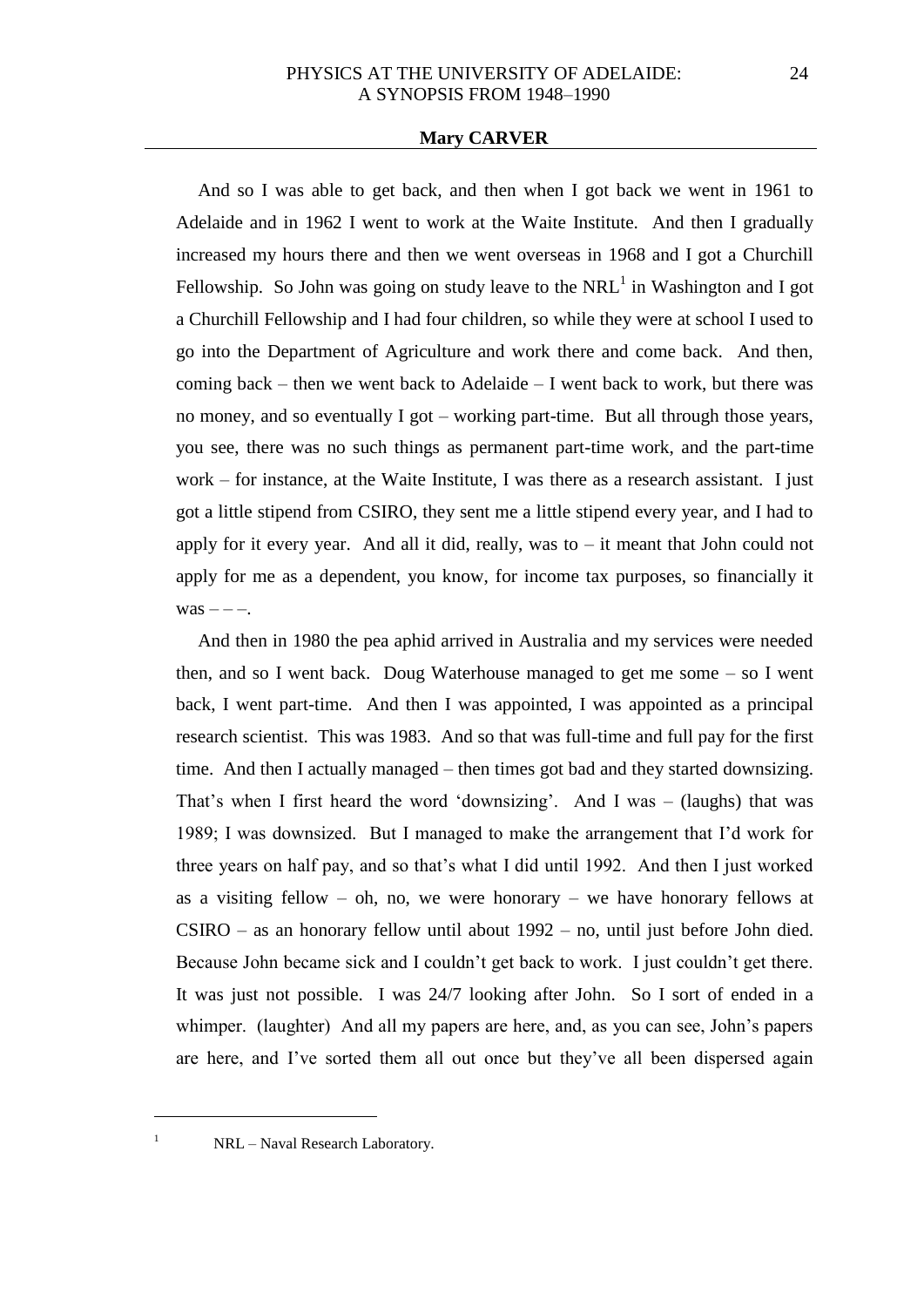**Mary CARVER**

And so I was able to get back, and then when I got back we went in 1961 to Adelaide and in 1962 I went to work at the Waite Institute. And then I gradually increased my hours there and then we went overseas in 1968 and I got a Churchill Fellowship. So John was going on study leave to the NRL[1] in Washington and I got a Churchill Fellowship and I had four children, so while they were at school I used to go into the Department of Agriculture and work there and come back. And then, coming back – then we went back to Adelaide – I went back to work, but there was no money, and so eventually I got – working part-time. But all through those years, you see, there was no such things as permanent part-time work, and the part-time work – for instance, at the Waite Institute, I was there as a research assistant. I just got a little stipend from CSIRO, they sent me a little stipend every year, and I had to apply for it every year. And all it did, really, was to – it meant that John could not apply for me as a dependent, you know, for income tax purposes, so financially it was – – –.

And then in 1980 the pea aphid arrived in Australia and my services were needed then, and so I went back. Doug Waterhouse managed to get me some – so I went back, I went part-time. And then I was appointed, I was appointed as a principal research scientist. This was 1983. And so that was full-time and full pay for the first time. And then I actually managed – then times got bad and they started downsizing. That's when I first heard the word 'downsizing'. And I was – (laughs) that was 1989; I was downsized. But I managed to make the arrangement that I'd work for three years on half pay, and so that's what I did until 1992. And then I just worked as a visiting fellow – oh, no, we were honorary – we have honorary fellows at CSIRO – as an honorary fellow until about 1992 – no, until just before John died. Because John became sick and I couldn't get back to work. I just couldn't get there. It was just not possible. I was 24/7 looking after John. So I sort of ended in a whimper. (laughter) And all my papers are here, and, as you can see, John's papers are here, and I've sorted them all out once but they've all been dispersed again

---

[1] NRL – Naval Research Laboratory.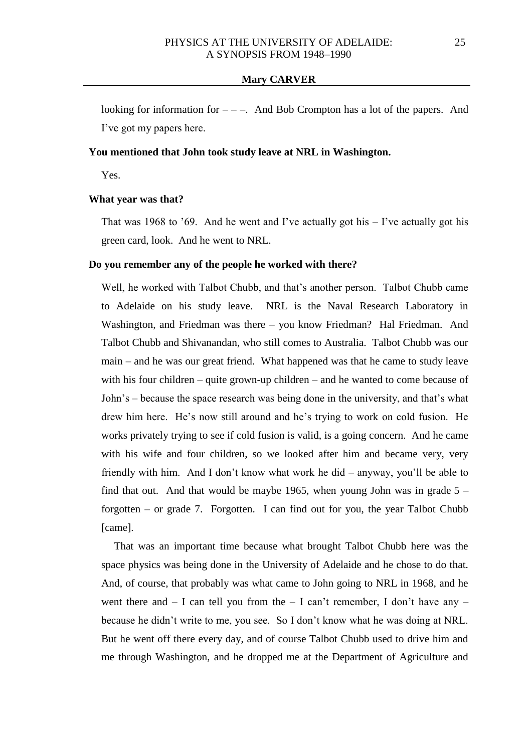looking for information for – – –. And Bob Crompton has a lot of the papers. And I've got my papers here.

**You mentioned that John took study leave at NRL in Washington.**

Yes.

**What year was that?**

That was 1968 to '69. And he went and I've actually got his – I've actually got his green card, look. And he went to NRL.

**Do you remember any of the people he worked with there?**

Well, he worked with Talbot Chubb, and that's another person. Talbot Chubb came to Adelaide on his study leave. NRL is the Naval Research Laboratory in Washington, and Friedman was there – you know Friedman? Hal Friedman. And Talbot Chubb and Shivanandan, who still comes to Australia. Talbot Chubb was our main – and he was our great friend. What happened was that he came to study leave with his four children – quite grown-up children – and he wanted to come because of John's – because the space research was being done in the university, and that's what drew him here. He's now still around and he's trying to work on cold fusion. He works privately trying to see if cold fusion is valid, is a going concern. And he came with his wife and four children, so we looked after him and became very, very friendly with him. And I don't know what work he did – anyway, you'll be able to find that out. And that would be maybe 1965, when young John was in grade 5 – forgotten – or grade 7. Forgotten. I can find out for you, the year Talbot Chubb [came].

That was an important time because what brought Talbot Chubb here was the space physics was being done in the University of Adelaide and he chose to do that. And, of course, that probably was what came to John going to NRL in 1968, and he went there and – I can tell you from the – I can't remember, I don't have any – because he didn't write to me, you see. So I don't know what he was doing at NRL. But he went off there every day, and of course Talbot Chubb used to drive him and me through Washington, and he dropped me at the Department of Agriculture and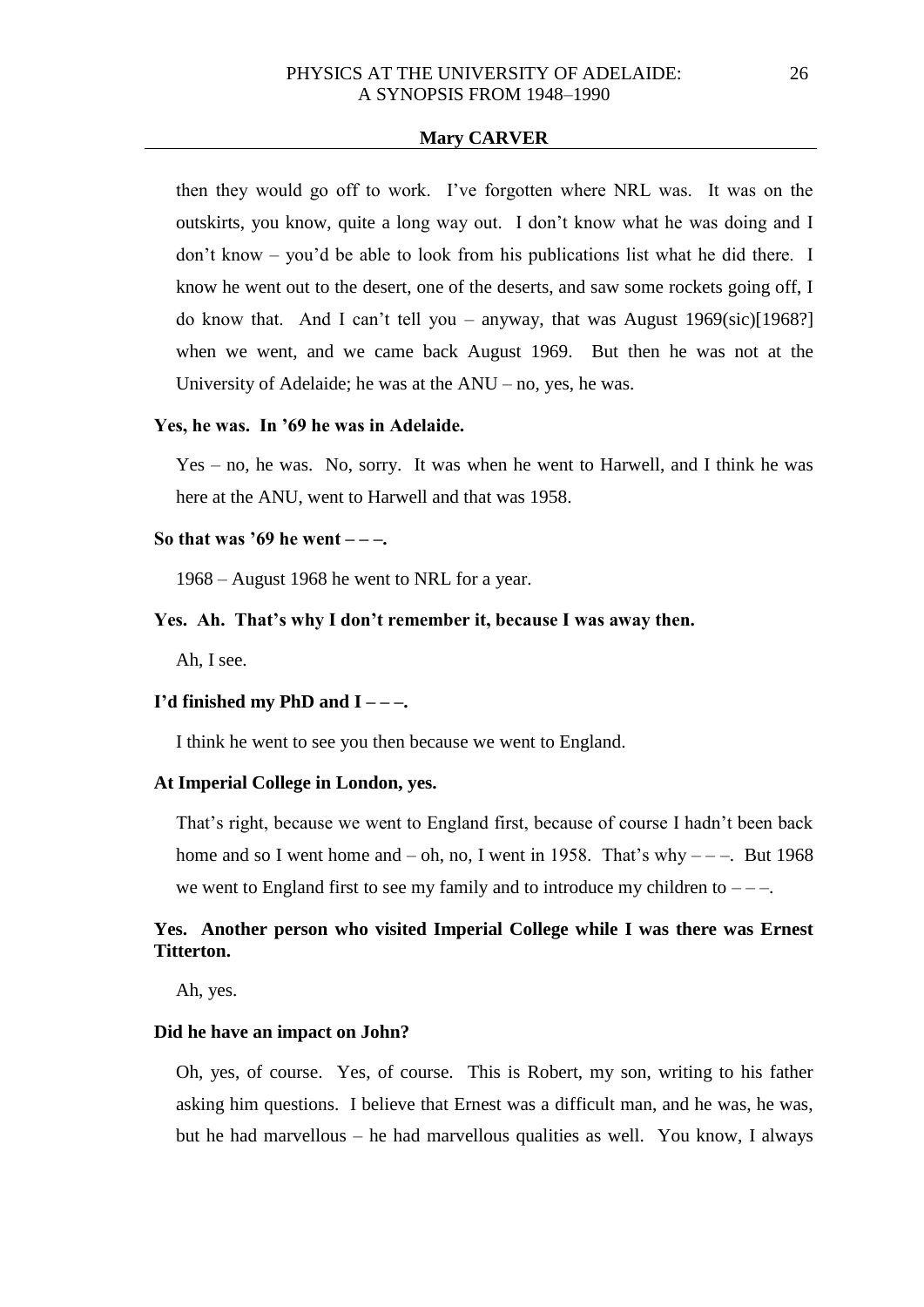then they would go off to work. I've forgotten where NRL was. It was on the outskirts, you know, quite a long way out. I don't know what he was doing and I don't know – you'd be able to look from his publications list what he did there. I know he went out to the desert, one of the deserts, and saw some rockets going off, I do know that. And I can't tell you – anyway, that was August 1969(sic)[1968?] when we went, and we came back August 1969. But then he was not at the University of Adelaide; he was at the ANU – no, yes, he was.

**Yes, he was. In '69 he was in Adelaide.**

Yes – no, he was. No, sorry. It was when he went to Harwell, and I think he was here at the ANU, went to Harwell and that was 1958.

**So that was '69 he went – – –.**

1968 – August 1968 he went to NRL for a year.

**Yes. Ah. That's why I don't remember it, because I was away then.**

Ah, I see.

**I'd finished my PhD and I – – –.**

I think he went to see you then because we went to England.

**At Imperial College in London, yes.**

That's right, because we went to England first, because of course I hadn't been back home and so I went home and – oh, no, I went in 1958. That's why – – –. But 1968 we went to England first to see my family and to introduce my children to – – –.

**Yes. Another person who visited Imperial College while I was there was Ernest Titterton.**

Ah, yes.

**Did he have an impact on John?**

Oh, yes, of course. Yes, of course. This is Robert, my son, writing to his father asking him questions. I believe that Ernest was a difficult man, and he was, he was, but he had marvellous – he had marvellous qualities as well. You know, I always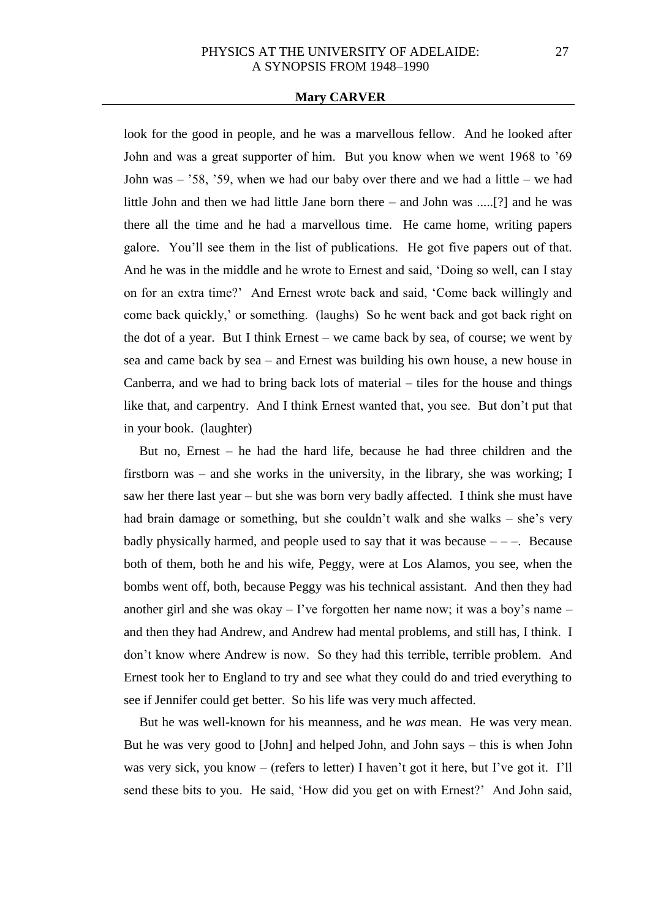look for the good in people, and he was a marvellous fellow. And he looked after John and was a great supporter of him. But you know when we went 1968 to '69 John was – '58, '59, when we had our baby over there and we had a little – we had little John and then we had little Jane born there – and John was .....[?] and he was there all the time and he had a marvellous time. He came home, writing papers galore. You'll see them in the list of publications. He got five papers out of that. And he was in the middle and he wrote to Ernest and said, 'Doing so well, can I stay on for an extra time?' And Ernest wrote back and said, 'Come back willingly and come back quickly,' or something. (laughs) So he went back and got back right on the dot of a year. But I think Ernest – we came back by sea, of course; we went by sea and came back by sea – and Ernest was building his own house, a new house in Canberra, and we had to bring back lots of material – tiles for the house and things like that, and carpentry. And I think Ernest wanted that, you see. But don't put that in your book. (laughter)

But no, Ernest – he had the hard life, because he had three children and the firstborn was – and she works in the university, in the library, she was working; I saw her there last year – but she was born very badly affected. I think she must have had brain damage or something, but she couldn't walk and she walks – she's very badly physically harmed, and people used to say that it was because – – –. Because both of them, both he and his wife, Peggy, were at Los Alamos, you see, when the bombs went off, both, because Peggy was his technical assistant. And then they had another girl and she was okay – I've forgotten her name now; it was a boy's name – and then they had Andrew, and Andrew had mental problems, and still has, I think. I don't know where Andrew is now. So they had this terrible, terrible problem. And Ernest took her to England to try and see what they could do and tried everything to see if Jennifer could get better. So his life was very much affected.

But he was well-known for his meanness, and he *was* mean. He was very mean. But he was very good to [John] and helped John, and John says – this is when John was very sick, you know – (refers to letter) I haven't got it here, but I've got it. I'll send these bits to you. He said, 'How did you get on with Ernest?' And John said,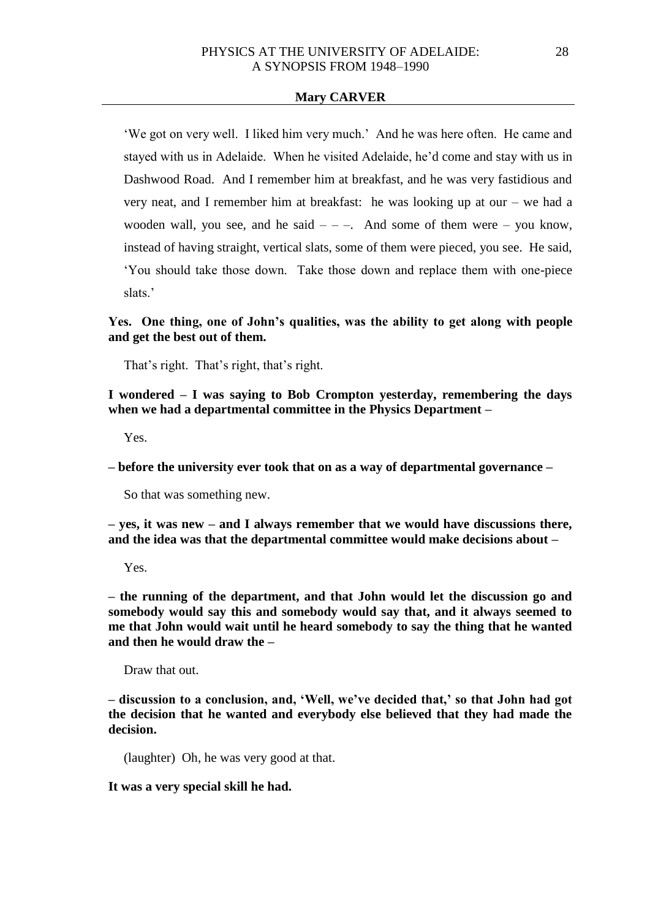'We got on very well. I liked him very much.' And he was here often. He came and stayed with us in Adelaide. When he visited Adelaide, he'd come and stay with us in Dashwood Road. And I remember him at breakfast, and he was very fastidious and very neat, and I remember him at breakfast: he was looking up at our – we had a wooden wall, you see, and he said – – –. And some of them were – you know, instead of having straight, vertical slats, some of them were pieced, you see. He said, 'You should take those down. Take those down and replace them with one-piece slats.'

**Yes. One thing, one of John's qualities, was the ability to get along with people and get the best out of them.**

That's right. That's right, that's right.

**I wondered – I was saying to Bob Crompton yesterday, remembering the days when we had a departmental committee in the Physics Department –**

Yes.

**– before the university ever took that on as a way of departmental governance –**

So that was something new.

**– yes, it was new – and I always remember that we would have discussions there, and the idea was that the departmental committee would make decisions about –**

Yes.

**– the running of the department, and that John would let the discussion go and somebody would say this and somebody would say that, and it always seemed to me that John would wait until he heard somebody to say the thing that he wanted and then he would draw the –**

Draw that out.

**– discussion to a conclusion, and, 'Well, we've decided that,' so that John had got the decision that he wanted and everybody else believed that they had made the decision.**

(laughter) Oh, he was very good at that.

**It was a very special skill he had.**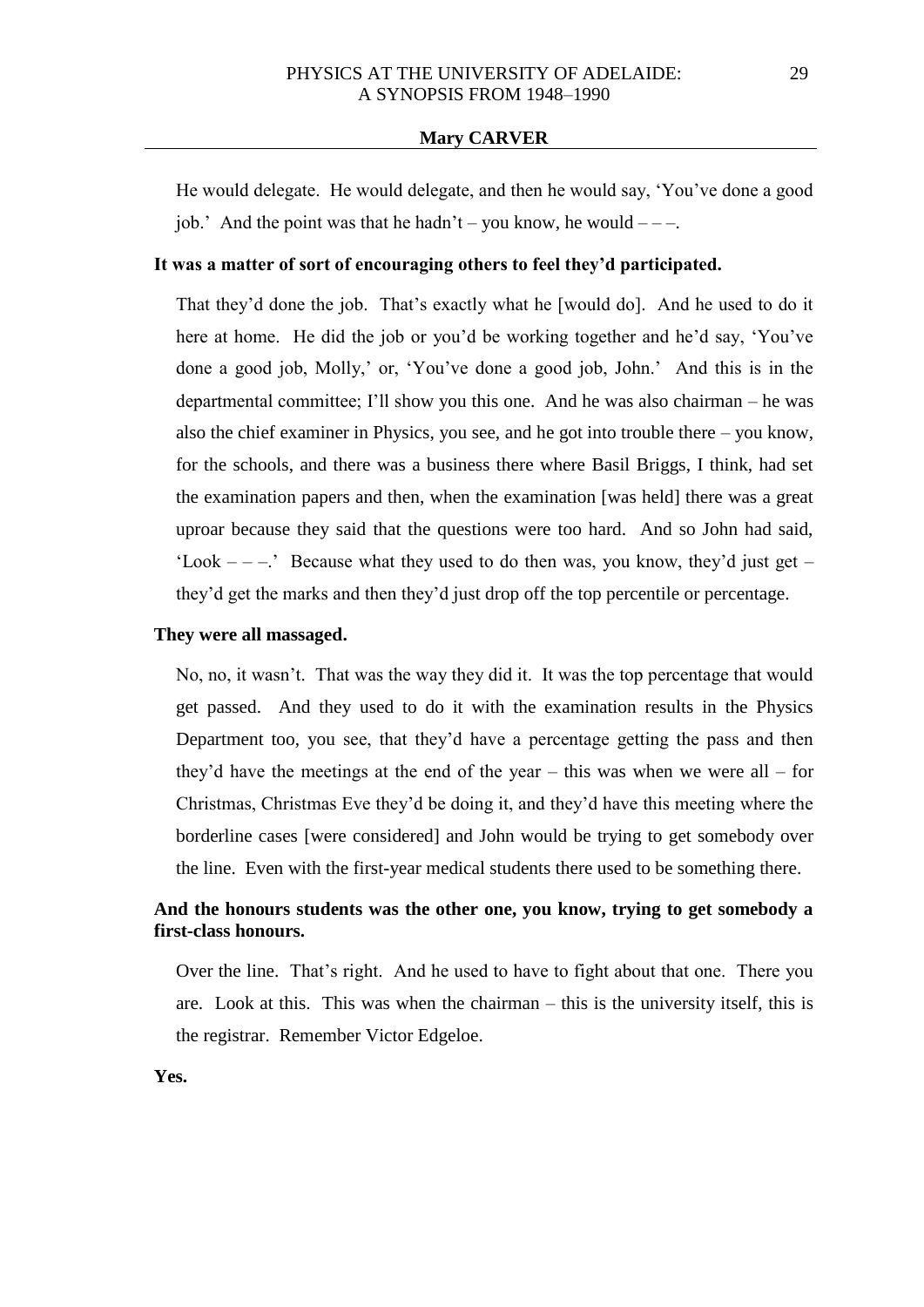He would delegate. He would delegate, and then he would say, 'You've done a good job.' And the point was that he hadn't – you know, he would – – –.

**It was a matter of sort of encouraging others to feel they'd participated.**

That they'd done the job. That's exactly what he [would do]. And he used to do it here at home. He did the job or you'd be working together and he'd say, 'You've done a good job, Molly,' or, 'You've done a good job, John.' And this is in the departmental committee; I'll show you this one. And he was also chairman – he was also the chief examiner in Physics, you see, and he got into trouble there – you know, for the schools, and there was a business there where Basil Briggs, I think, had set the examination papers and then, when the examination [was held] there was a great uproar because they said that the questions were too hard. And so John had said, 'Look – – –.' Because what they used to do then was, you know, they'd just get – they'd get the marks and then they'd just drop off the top percentile or percentage.

**They were all massaged.**

No, no, it wasn't. That was the way they did it. It was the top percentage that would get passed. And they used to do it with the examination results in the Physics Department too, you see, that they'd have a percentage getting the pass and then they'd have the meetings at the end of the year – this was when we were all – for Christmas, Christmas Eve they'd be doing it, and they'd have this meeting where the borderline cases [were considered] and John would be trying to get somebody over the line. Even with the first-year medical students there used to be something there.

**And the honours students was the other one, you know, trying to get somebody a first-class honours.**

Over the line. That's right. And he used to have to fight about that one. There you are. Look at this. This was when the chairman – this is the university itself, this is the registrar. Remember Victor Edgeloe.

**Yes.**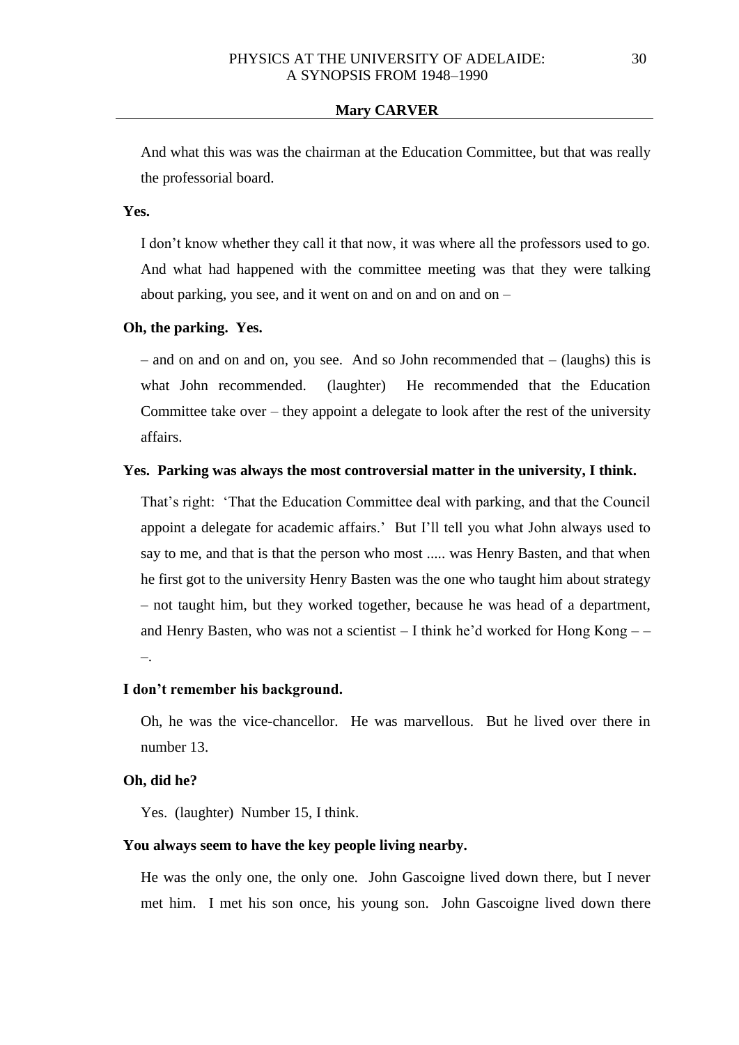And what this was was the chairman at the Education Committee, but that was really the professorial board.

**Yes.**

I don't know whether they call it that now, it was where all the professors used to go. And what had happened with the committee meeting was that they were talking about parking, you see, and it went on and on and on and on –

**Oh, the parking. Yes.**

– and on and on and on, you see. And so John recommended that – (laughs) this is what John recommended. (laughter) He recommended that the Education Committee take over – they appoint a delegate to look after the rest of the university affairs.

**Yes. Parking was always the most controversial matter in the university, I think.**

That's right: 'That the Education Committee deal with parking, and that the Council appoint a delegate for academic affairs.' But I'll tell you what John always used to say to me, and that is that the person who most ..... was Henry Basten, and that when he first got to the university Henry Basten was the one who taught him about strategy – not taught him, but they worked together, because he was head of a department, and Henry Basten, who was not a scientist – I think he'd worked for Hong Kong – – –.

**I don't remember his background.**

Oh, he was the vice-chancellor. He was marvellous. But he lived over there in number 13.

**Oh, did he?**

Yes. (laughter) Number 15, I think.

**You always seem to have the key people living nearby.**

He was the only one, the only one. John Gascoigne lived down there, but I never met him. I met his son once, his young son. John Gascoigne lived down there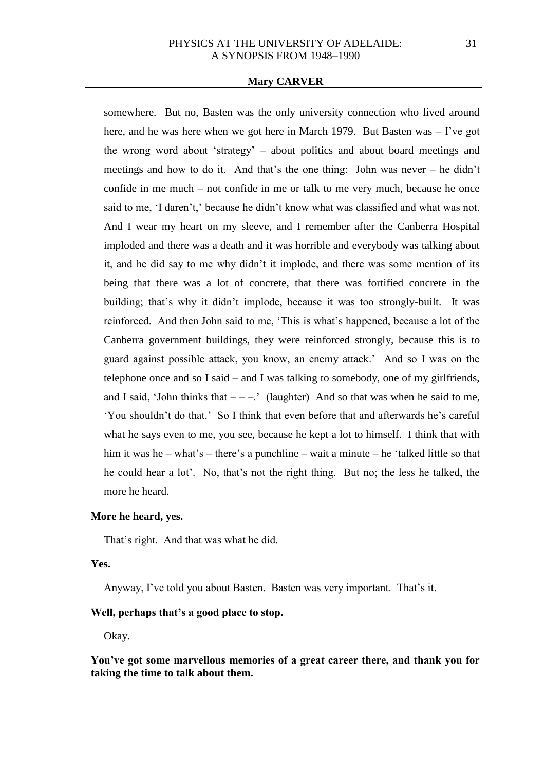somewhere. But no, Basten was the only university connection who lived around here, and he was here when we got here in March 1979. But Basten was – I've got the wrong word about 'strategy' – about politics and about board meetings and meetings and how to do it. And that's the one thing: John was never – he didn't confide in me much – not confide in me or talk to me very much, because he once said to me, 'I daren't,' because he didn't know what was classified and what was not. And I wear my heart on my sleeve, and I remember after the Canberra Hospital imploded and there was a death and it was horrible and everybody was talking about it, and he did say to me why didn't it implode, and there was some mention of its being that there was a lot of concrete, that there was fortified concrete in the building; that's why it didn't implode, because it was too strongly-built. It was reinforced. And then John said to me, 'This is what's happened, because a lot of the Canberra government buildings, they were reinforced strongly, because this is to guard against possible attack, you know, an enemy attack.' And so I was on the telephone once and so I said – and I was talking to somebody, one of my girlfriends, and I said, 'John thinks that – – –.' (laughter) And so that was when he said to me, 'You shouldn't do that.' So I think that even before that and afterwards he's careful what he says even to me, you see, because he kept a lot to himself. I think that with him it was he – what's – there's a punchline – wait a minute – he 'talked little so that he could hear a lot'. No, that's not the right thing. But no; the less he talked, the more he heard.

**More he heard, yes.**

That's right. And that was what he did.

**Yes.**

Anyway, I've told you about Basten. Basten was very important. That's it.

**Well, perhaps that's a good place to stop.**

Okay.

**You've got some marvellous memories of a great career there, and thank you for taking the time to talk about them.**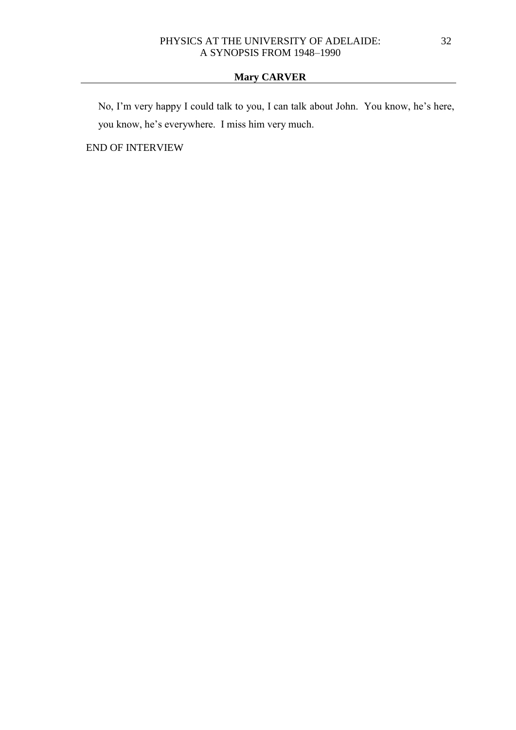No, I'm very happy I could talk to you, I can talk about John. You know, he's here, you know, he's everywhere. I miss him very much.

END OF INTERVIEW